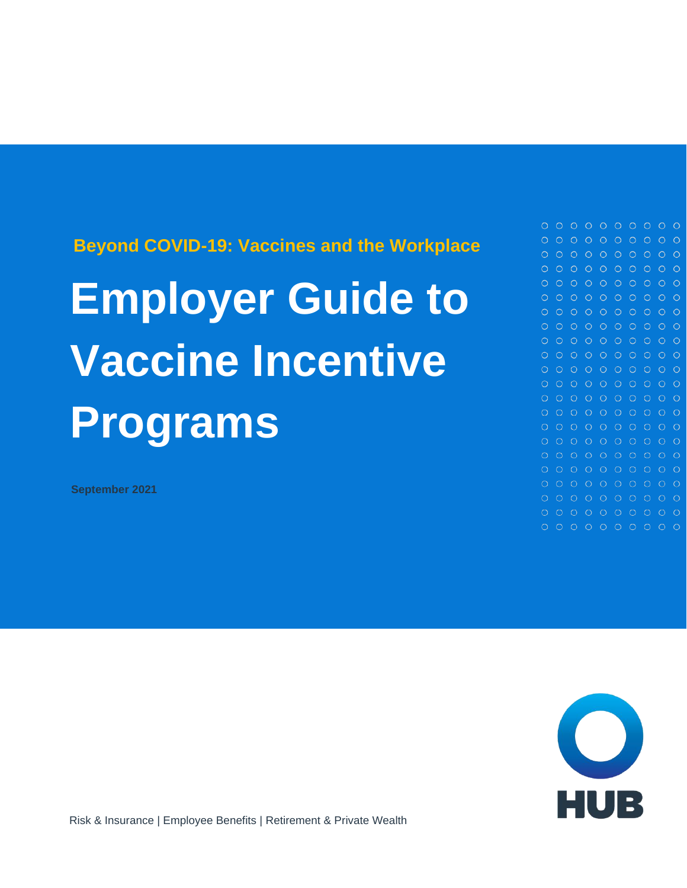Beyond COVID-19: Vaccines and the Workplace

# Employer Guide to Vaccine Incentive Programs

**September 2021**

HUB

Risk & Insurance | Employee Benefits | Retirement & Private Wealth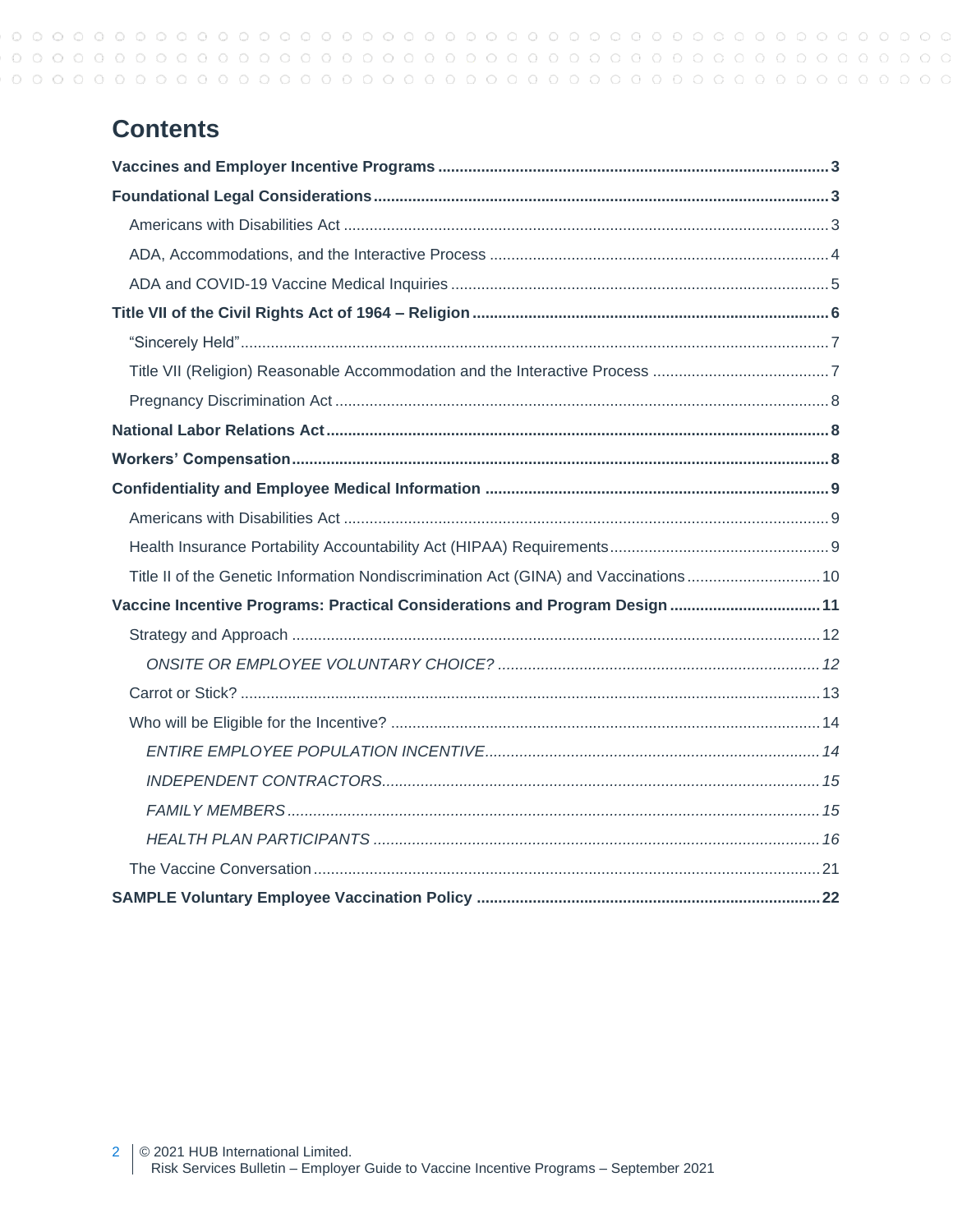# Contents

**Vaccines and Employer Incentive Programs** .......... **3**

**Foundational Legal Considerations** .......... **3**

- Americans with Disabilities Act .......... 3
- ADA, Accommodations, and the Interactive Process .......... 4
- ADA and COVID-19 Vaccine Medical Inquiries .......... 5

**Title VII of the Civil Rights Act of 1964 – Religion** .......... **6**

- "Sincerely Held" .......... 7
- Title VII (Religion) Reasonable Accommodation and the Interactive Process .......... 7
- Pregnancy Discrimination Act .......... 8

**National Labor Relations Act** .......... **8**

**Workers' Compensation** .......... **8**

**Confidentiality and Employee Medical Information** .......... **9**

- Americans with Disabilities Act .......... 9
- Health Insurance Portability Accountability Act (HIPAA) Requirements .......... 9
- Title II of the Genetic Information Nondiscrimination Act (GINA) and Vaccinations .......... 10

**Vaccine Incentive Programs: Practical Considerations and Program Design** .......... **11**

- Strategy and Approach .......... 12
  - *ONSITE OR EMPLOYEE VOLUNTARY CHOICE?* .......... *12*
- Carrot or Stick? .......... 13
- Who will be Eligible for the Incentive? .......... 14
  - *ENTIRE EMPLOYEE POPULATION INCENTIVE* .......... *14*
  - *INDEPENDENT CONTRACTORS* .......... *15*
  - *FAMILY MEMBERS* .......... *15*
  - *HEALTH PLAN PARTICIPANTS* .......... *16*
- The Vaccine Conversation .......... 21

**SAMPLE Voluntary Employee Vaccination Policy** .......... **22**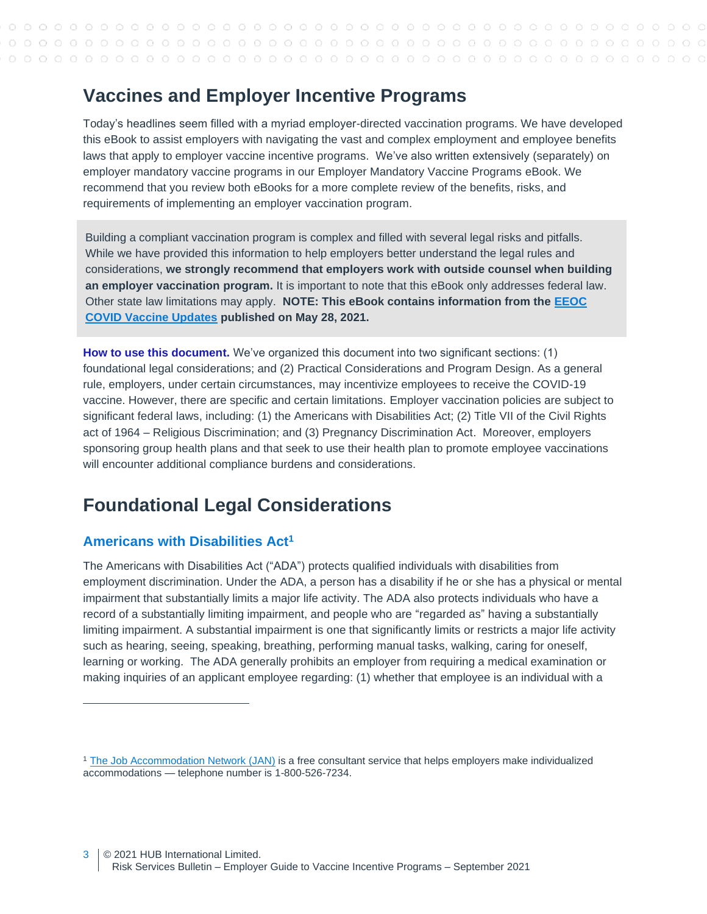# Vaccines and Employer Incentive Programs

Today's headlines seem filled with a myriad employer-directed vaccination programs. We have developed this eBook to assist employers with navigating the vast and complex employment and employee benefits laws that apply to employer vaccine incentive programs. We've also written extensively (separately) on employer mandatory vaccine programs in our Employer Mandatory Vaccine Programs eBook. We recommend that you review both eBooks for a more complete review of the benefits, risks, and requirements of implementing an employer vaccination program.

> Building a compliant vaccination program is complex and filled with several legal risks and pitfalls. While we have provided this information to help employers better understand the legal rules and considerations, **we strongly recommend that employers work with outside counsel when building an employer vaccination program.** It is important to note that this eBook only addresses federal law. Other state law limitations may apply. **NOTE: This eBook contains information from the [EEOC COVID Vaccine Updates](#) published on May 28, 2021.**

**How to use this document.** We've organized this document into two significant sections: (1) foundational legal considerations; and (2) Practical Considerations and Program Design. As a general rule, employers, under certain circumstances, may incentivize employees to receive the COVID-19 vaccine. However, there are specific and certain limitations. Employer vaccination policies are subject to significant federal laws, including: (1) the Americans with Disabilities Act; (2) Title VII of the Civil Rights act of 1964 – Religious Discrimination; and (3) Pregnancy Discrimination Act. Moreover, employers sponsoring group health plans and that seek to use their health plan to promote employee vaccinations will encounter additional compliance burdens and considerations.

## Foundational Legal Considerations

### Americans with Disabilities Act[1]

The Americans with Disabilities Act ("ADA") protects qualified individuals with disabilities from employment discrimination. Under the ADA, a person has a disability if he or she has a physical or mental impairment that substantially limits a major life activity. The ADA also protects individuals who have a record of a substantially limiting impairment, and people who are "regarded as" having a substantially limiting impairment. A substantial impairment is one that significantly limits or restricts a major life activity such as hearing, seeing, speaking, breathing, performing manual tasks, walking, caring for oneself, learning or working. The ADA generally prohibits an employer from requiring a medical examination or making inquiries of an applicant employee regarding: (1) whether that employee is an individual with a

---

[1] The Job Accommodation Network (JAN) is a free consultant service that helps employers make individualized accommodations — telephone number is 1-800-526-7234.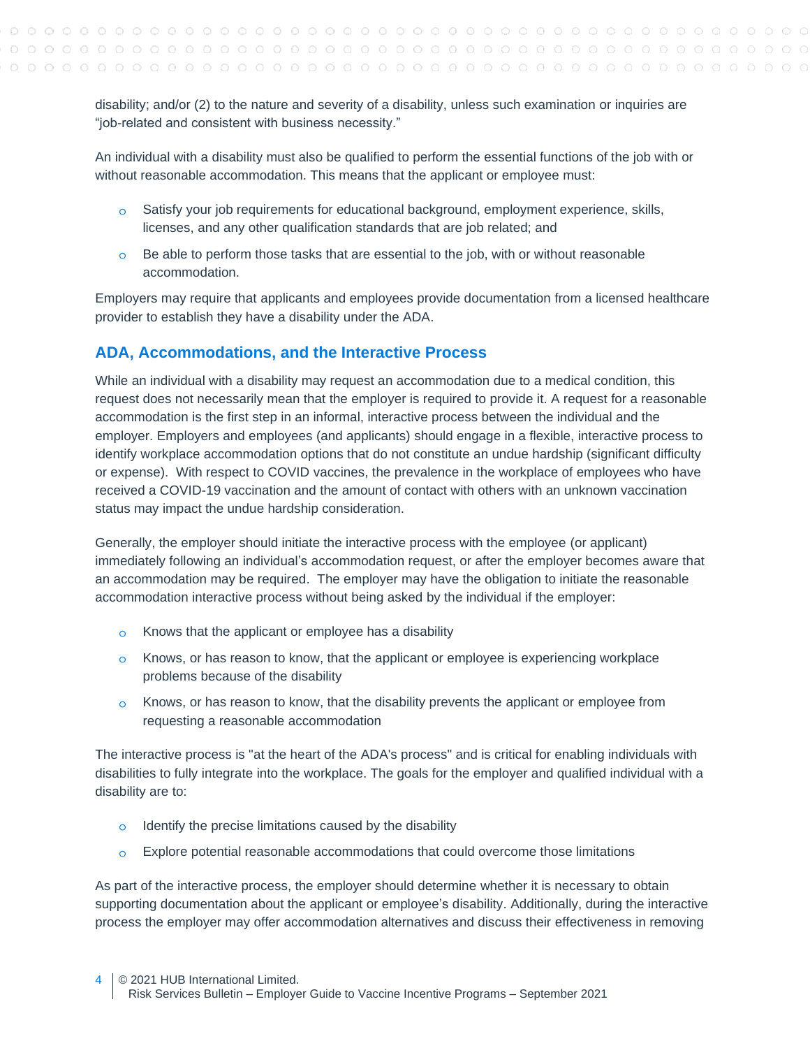disability; and/or (2) to the nature and severity of a disability, unless such examination or inquiries are "job-related and consistent with business necessity."

An individual with a disability must also be qualified to perform the essential functions of the job with or without reasonable accommodation. This means that the applicant or employee must:

- Satisfy your job requirements for educational background, employment experience, skills, licenses, and any other qualification standards that are job related; and
- Be able to perform those tasks that are essential to the job, with or without reasonable accommodation.

Employers may require that applicants and employees provide documentation from a licensed healthcare provider to establish they have a disability under the ADA.

## ADA, Accommodations, and the Interactive Process

While an individual with a disability may request an accommodation due to a medical condition, this request does not necessarily mean that the employer is required to provide it. A request for a reasonable accommodation is the first step in an informal, interactive process between the individual and the employer. Employers and employees (and applicants) should engage in a flexible, interactive process to identify workplace accommodation options that do not constitute an undue hardship (significant difficulty or expense). With respect to COVID vaccines, the prevalence in the workplace of employees who have received a COVID-19 vaccination and the amount of contact with others with an unknown vaccination status may impact the undue hardship consideration.

Generally, the employer should initiate the interactive process with the employee (or applicant) immediately following an individual's accommodation request, or after the employer becomes aware that an accommodation may be required. The employer may have the obligation to initiate the reasonable accommodation interactive process without being asked by the individual if the employer:

- Knows that the applicant or employee has a disability
- Knows, or has reason to know, that the applicant or employee is experiencing workplace problems because of the disability
- Knows, or has reason to know, that the disability prevents the applicant or employee from requesting a reasonable accommodation

The interactive process is "at the heart of the ADA's process" and is critical for enabling individuals with disabilities to fully integrate into the workplace. The goals for the employer and qualified individual with a disability are to:

- Identify the precise limitations caused by the disability
- Explore potential reasonable accommodations that could overcome those limitations

As part of the interactive process, the employer should determine whether it is necessary to obtain supporting documentation about the applicant or employee's disability. Additionally, during the interactive process the employer may offer accommodation alternatives and discuss their effectiveness in removing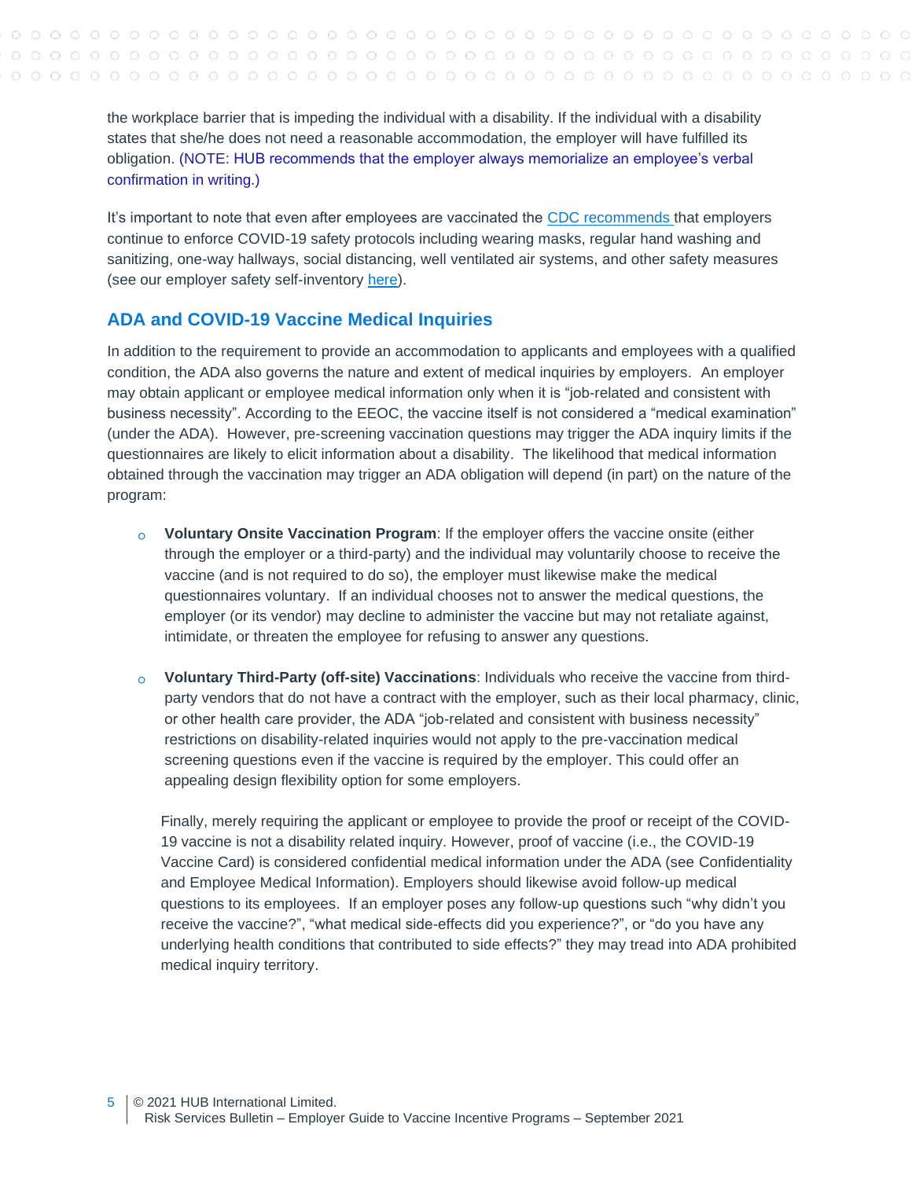the workplace barrier that is impeding the individual with a disability. If the individual with a disability states that she/he does not need a reasonable accommodation, the employer will have fulfilled its obligation. (NOTE: HUB recommends that the employer always memorialize an employee's verbal confirmation in writing.)

It's important to note that even after employees are vaccinated the CDC recommends that employers continue to enforce COVID-19 safety protocols including wearing masks, regular hand washing and sanitizing, one-way hallways, social distancing, well ventilated air systems, and other safety measures (see our employer safety self-inventory here).

## ADA and COVID-19 Vaccine Medical Inquiries

In addition to the requirement to provide an accommodation to applicants and employees with a qualified condition, the ADA also governs the nature and extent of medical inquiries by employers. An employer may obtain applicant or employee medical information only when it is "job-related and consistent with business necessity". According to the EEOC, the vaccine itself is not considered a "medical examination" (under the ADA). However, pre-screening vaccination questions may trigger the ADA inquiry limits if the questionnaires are likely to elicit information about a disability. The likelihood that medical information obtained through the vaccination may trigger an ADA obligation will depend (in part) on the nature of the program:

- **Voluntary Onsite Vaccination Program**: If the employer offers the vaccine onsite (either through the employer or a third-party) and the individual may voluntarily choose to receive the vaccine (and is not required to do so), the employer must likewise make the medical questionnaires voluntary. If an individual chooses not to answer the medical questions, the employer (or its vendor) may decline to administer the vaccine but may not retaliate against, intimidate, or threaten the employee for refusing to answer any questions.

- **Voluntary Third-Party (off-site) Vaccinations**: Individuals who receive the vaccine from third-party vendors that do not have a contract with the employer, such as their local pharmacy, clinic, or other health care provider, the ADA "job-related and consistent with business necessity" restrictions on disability-related inquiries would not apply to the pre-vaccination medical screening questions even if the vaccine is required by the employer. This could offer an appealing design flexibility option for some employers.

Finally, merely requiring the applicant or employee to provide the proof or receipt of the COVID-19 vaccine is not a disability related inquiry. However, proof of vaccine (i.e., the COVID-19 Vaccine Card) is considered confidential medical information under the ADA (see Confidentiality and Employee Medical Information). Employers should likewise avoid follow-up medical questions to its employees. If an employer poses any follow-up questions such "why didn't you receive the vaccine?", "what medical side-effects did you experience?", or "do you have any underlying health conditions that contributed to side effects?" they may tread into ADA prohibited medical inquiry territory.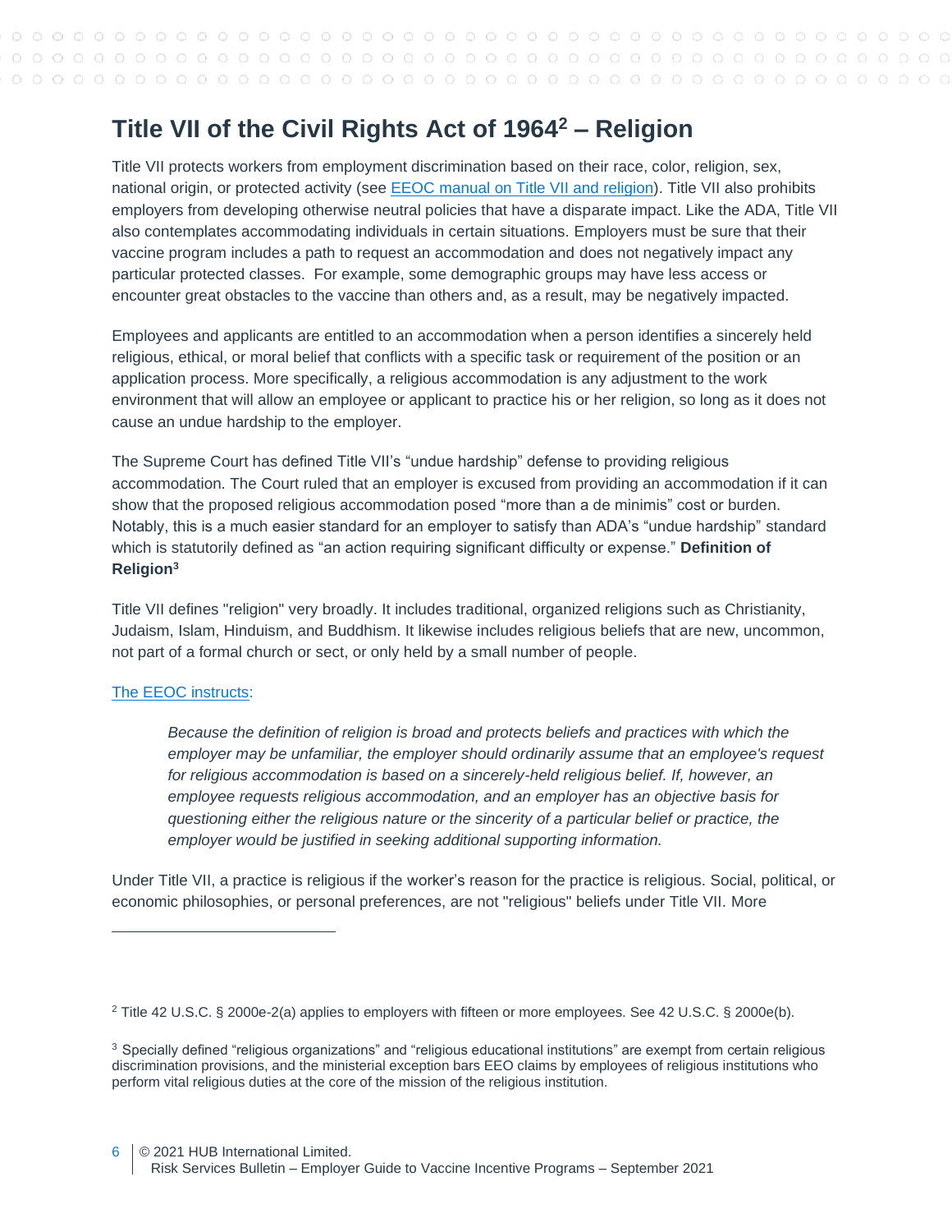## Title VII of the Civil Rights Act of 1964[2] – Religion

Title VII protects workers from employment discrimination based on their race, color, religion, sex, national origin, or protected activity (see EEOC manual on Title VII and religion). Title VII also prohibits employers from developing otherwise neutral policies that have a disparate impact. Like the ADA, Title VII also contemplates accommodating individuals in certain situations. Employers must be sure that their vaccine program includes a path to request an accommodation and does not negatively impact any particular protected classes. For example, some demographic groups may have less access or encounter great obstacles to the vaccine than others and, as a result, may be negatively impacted.

Employees and applicants are entitled to an accommodation when a person identifies a sincerely held religious, ethical, or moral belief that conflicts with a specific task or requirement of the position or an application process. More specifically, a religious accommodation is any adjustment to the work environment that will allow an employee or applicant to practice his or her religion, so long as it does not cause an undue hardship to the employer.

The Supreme Court has defined Title VII's "undue hardship" defense to providing religious accommodation. The Court ruled that an employer is excused from providing an accommodation if it can show that the proposed religious accommodation posed "more than a de minimis" cost or burden. Notably, this is a much easier standard for an employer to satisfy than ADA's "undue hardship" standard which is statutorily defined as "an action requiring significant difficulty or expense." **Definition of Religion[3]**

Title VII defines "religion" very broadly. It includes traditional, organized religions such as Christianity, Judaism, Islam, Hinduism, and Buddhism. It likewise includes religious beliefs that are new, uncommon, not part of a formal church or sect, or only held by a small number of people.

The EEOC instructs:

> *Because the definition of religion is broad and protects beliefs and practices with which the employer may be unfamiliar, the employer should ordinarily assume that an employee's request for religious accommodation is based on a sincerely-held religious belief. If, however, an employee requests religious accommodation, and an employer has an objective basis for questioning either the religious nature or the sincerity of a particular belief or practice, the employer would be justified in seeking additional supporting information.*

Under Title VII, a practice is religious if the worker's reason for the practice is religious. Social, political, or economic philosophies, or personal preferences, are not "religious" beliefs under Title VII. More

---

[2] Title 42 U.S.C. § 2000e-2(a) applies to employers with fifteen or more employees. See 42 U.S.C. § 2000e(b).

[3] Specially defined "religious organizations" and "religious educational institutions" are exempt from certain religious discrimination provisions, and the ministerial exception bars EEO claims by employees of religious institutions who perform vital religious duties at the core of the mission of the religious institution.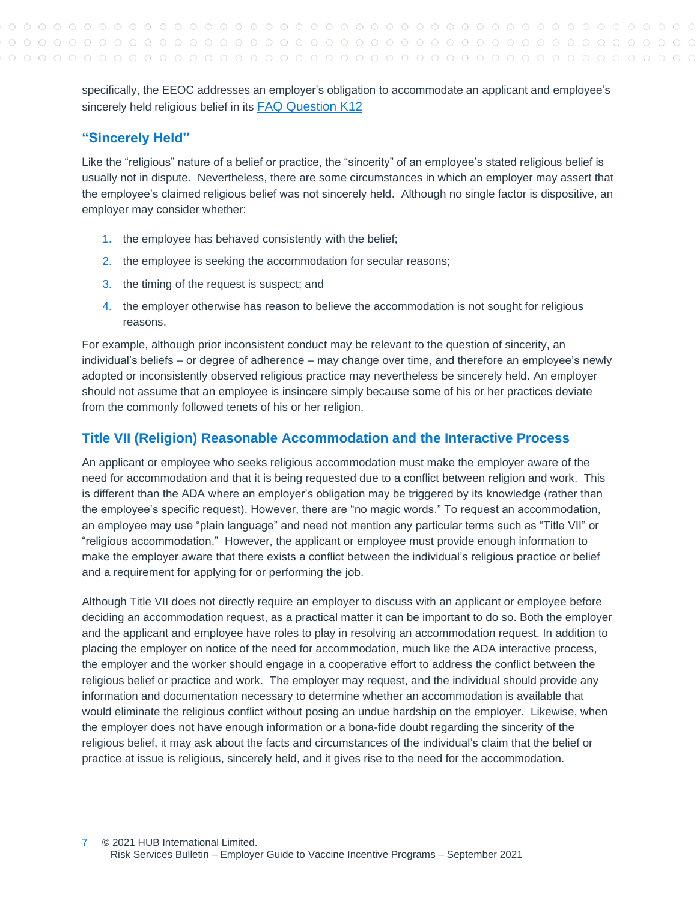specifically, the EEOC addresses an employer's obligation to accommodate an applicant and employee's sincerely held religious belief in its FAQ Question K12

### "Sincerely Held"

Like the "religious" nature of a belief or practice, the "sincerity" of an employee's stated religious belief is usually not in dispute. Nevertheless, there are some circumstances in which an employer may assert that the employee's claimed religious belief was not sincerely held. Although no single factor is dispositive, an employer may consider whether:

1. the employee has behaved consistently with the belief;
2. the employee is seeking the accommodation for secular reasons;
3. the timing of the request is suspect; and
4. the employer otherwise has reason to believe the accommodation is not sought for religious reasons.

For example, although prior inconsistent conduct may be relevant to the question of sincerity, an individual's beliefs – or degree of adherence – may change over time, and therefore an employee's newly adopted or inconsistently observed religious practice may nevertheless be sincerely held. An employer should not assume that an employee is insincere simply because some of his or her practices deviate from the commonly followed tenets of his or her religion.

### Title VII (Religion) Reasonable Accommodation and the Interactive Process

An applicant or employee who seeks religious accommodation must make the employer aware of the need for accommodation and that it is being requested due to a conflict between religion and work. This is different than the ADA where an employer's obligation may be triggered by its knowledge (rather than the employee's specific request). However, there are "no magic words." To request an accommodation, an employee may use "plain language" and need not mention any particular terms such as "Title VII" or "religious accommodation." However, the applicant or employee must provide enough information to make the employer aware that there exists a conflict between the individual's religious practice or belief and a requirement for applying for or performing the job.

Although Title VII does not directly require an employer to discuss with an applicant or employee before deciding an accommodation request, as a practical matter it can be important to do so. Both the employer and the applicant and employee have roles to play in resolving an accommodation request. In addition to placing the employer on notice of the need for accommodation, much like the ADA interactive process, the employer and the worker should engage in a cooperative effort to address the conflict between the religious belief or practice and work. The employer may request, and the individual should provide any information and documentation necessary to determine whether an accommodation is available that would eliminate the religious conflict without posing an undue hardship on the employer. Likewise, when the employer does not have enough information or a bona-fide doubt regarding the sincerity of the religious belief, it may ask about the facts and circumstances of the individual's claim that the belief or practice at issue is religious, sincerely held, and it gives rise to the need for the accommodation.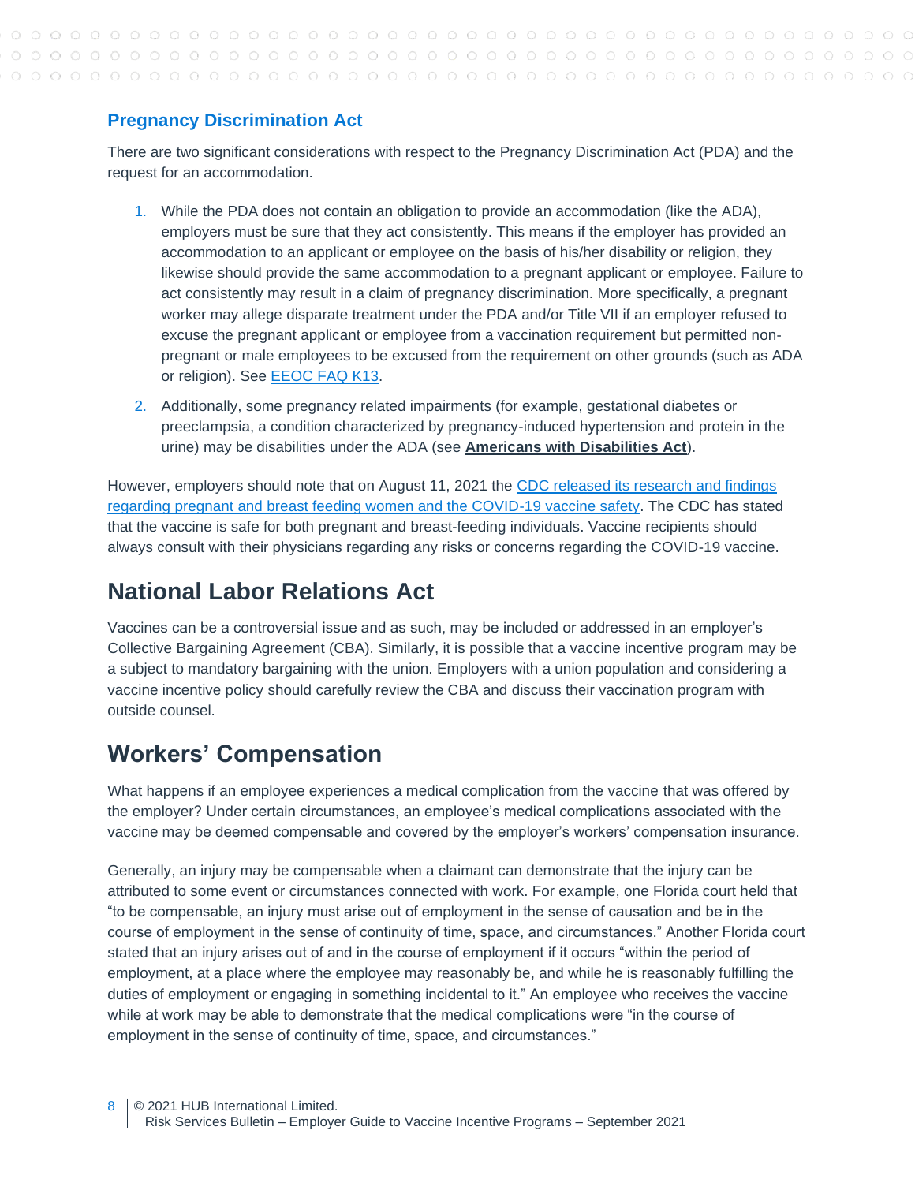### Pregnancy Discrimination Act

There are two significant considerations with respect to the Pregnancy Discrimination Act (PDA) and the request for an accommodation.

1. While the PDA does not contain an obligation to provide an accommodation (like the ADA), employers must be sure that they act consistently. This means if the employer has provided an accommodation to an applicant or employee on the basis of his/her disability or religion, they likewise should provide the same accommodation to a pregnant applicant or employee. Failure to act consistently may result in a claim of pregnancy discrimination. More specifically, a pregnant worker may allege disparate treatment under the PDA and/or Title VII if an employer refused to excuse the pregnant applicant or employee from a vaccination requirement but permitted non-pregnant or male employees to be excused from the requirement on other grounds (such as ADA or religion). See EEOC FAQ K13.
2. Additionally, some pregnancy related impairments (for example, gestational diabetes or preeclampsia, a condition characterized by pregnancy-induced hypertension and protein in the urine) may be disabilities under the ADA (see **Americans with Disabilities Act**).

However, employers should note that on August 11, 2021 the CDC released its research and findings regarding pregnant and breast feeding women and the COVID-19 vaccine safety. The CDC has stated that the vaccine is safe for both pregnant and breast-feeding individuals. Vaccine recipients should always consult with their physicians regarding any risks or concerns regarding the COVID-19 vaccine.

## National Labor Relations Act

Vaccines can be a controversial issue and as such, may be included or addressed in an employer's Collective Bargaining Agreement (CBA). Similarly, it is possible that a vaccine incentive program may be a subject to mandatory bargaining with the union. Employers with a union population and considering a vaccine incentive policy should carefully review the CBA and discuss their vaccination program with outside counsel.

## Workers' Compensation

What happens if an employee experiences a medical complication from the vaccine that was offered by the employer? Under certain circumstances, an employee's medical complications associated with the vaccine may be deemed compensable and covered by the employer's workers' compensation insurance.

Generally, an injury may be compensable when a claimant can demonstrate that the injury can be attributed to some event or circumstances connected with work. For example, one Florida court held that "to be compensable, an injury must arise out of employment in the sense of causation and be in the course of employment in the sense of continuity of time, space, and circumstances." Another Florida court stated that an injury arises out of and in the course of employment if it occurs "within the period of employment, at a place where the employee may reasonably be, and while he is reasonably fulfilling the duties of employment or engaging in something incidental to it." An employee who receives the vaccine while at work may be able to demonstrate that the medical complications were "in the course of employment in the sense of continuity of time, space, and circumstances."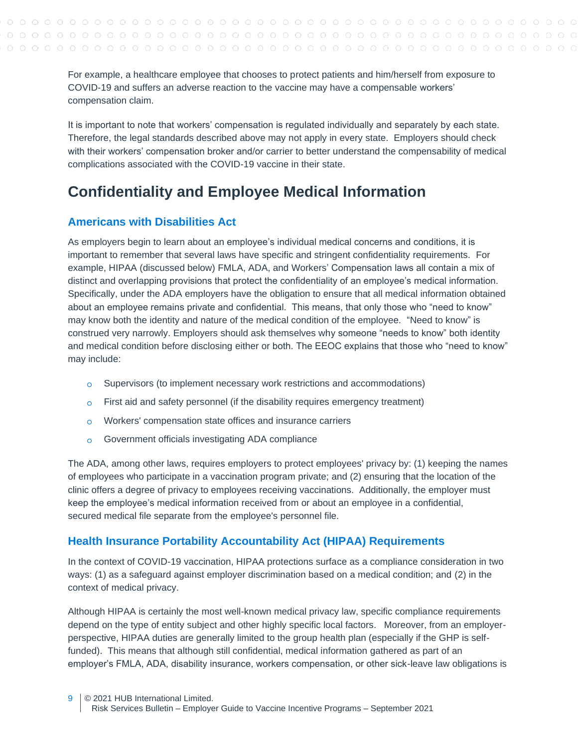For example, a healthcare employee that chooses to protect patients and him/herself from exposure to COVID-19 and suffers an adverse reaction to the vaccine may have a compensable workers' compensation claim.

It is important to note that workers' compensation is regulated individually and separately by each state. Therefore, the legal standards described above may not apply in every state. Employers should check with their workers' compensation broker and/or carrier to better understand the compensability of medical complications associated with the COVID-19 vaccine in their state.

## Confidentiality and Employee Medical Information

### Americans with Disabilities Act

As employers begin to learn about an employee's individual medical concerns and conditions, it is important to remember that several laws have specific and stringent confidentiality requirements. For example, HIPAA (discussed below) FMLA, ADA, and Workers' Compensation laws all contain a mix of distinct and overlapping provisions that protect the confidentiality of an employee's medical information. Specifically, under the ADA employers have the obligation to ensure that all medical information obtained about an employee remains private and confidential. This means, that only those who "need to know" may know both the identity and nature of the medical condition of the employee. "Need to know" is construed very narrowly. Employers should ask themselves why someone "needs to know" both identity and medical condition before disclosing either or both. The EEOC explains that those who "need to know" may include:

- Supervisors (to implement necessary work restrictions and accommodations)
- First aid and safety personnel (if the disability requires emergency treatment)
- Workers' compensation state offices and insurance carriers
- Government officials investigating ADA compliance

The ADA, among other laws, requires employers to protect employees' privacy by: (1) keeping the names of employees who participate in a vaccination program private; and (2) ensuring that the location of the clinic offers a degree of privacy to employees receiving vaccinations. Additionally, the employer must keep the employee's medical information received from or about an employee in a confidential, secured medical file separate from the employee's personnel file.

### Health Insurance Portability Accountability Act (HIPAA) Requirements

In the context of COVID-19 vaccination, HIPAA protections surface as a compliance consideration in two ways: (1) as a safeguard against employer discrimination based on a medical condition; and (2) in the context of medical privacy.

Although HIPAA is certainly the most well-known medical privacy law, specific compliance requirements depend on the type of entity subject and other highly specific local factors. Moreover, from an employer-perspective, HIPAA duties are generally limited to the group health plan (especially if the GHP is self-funded). This means that although still confidential, medical information gathered as part of an employer's FMLA, ADA, disability insurance, workers compensation, or other sick-leave law obligations is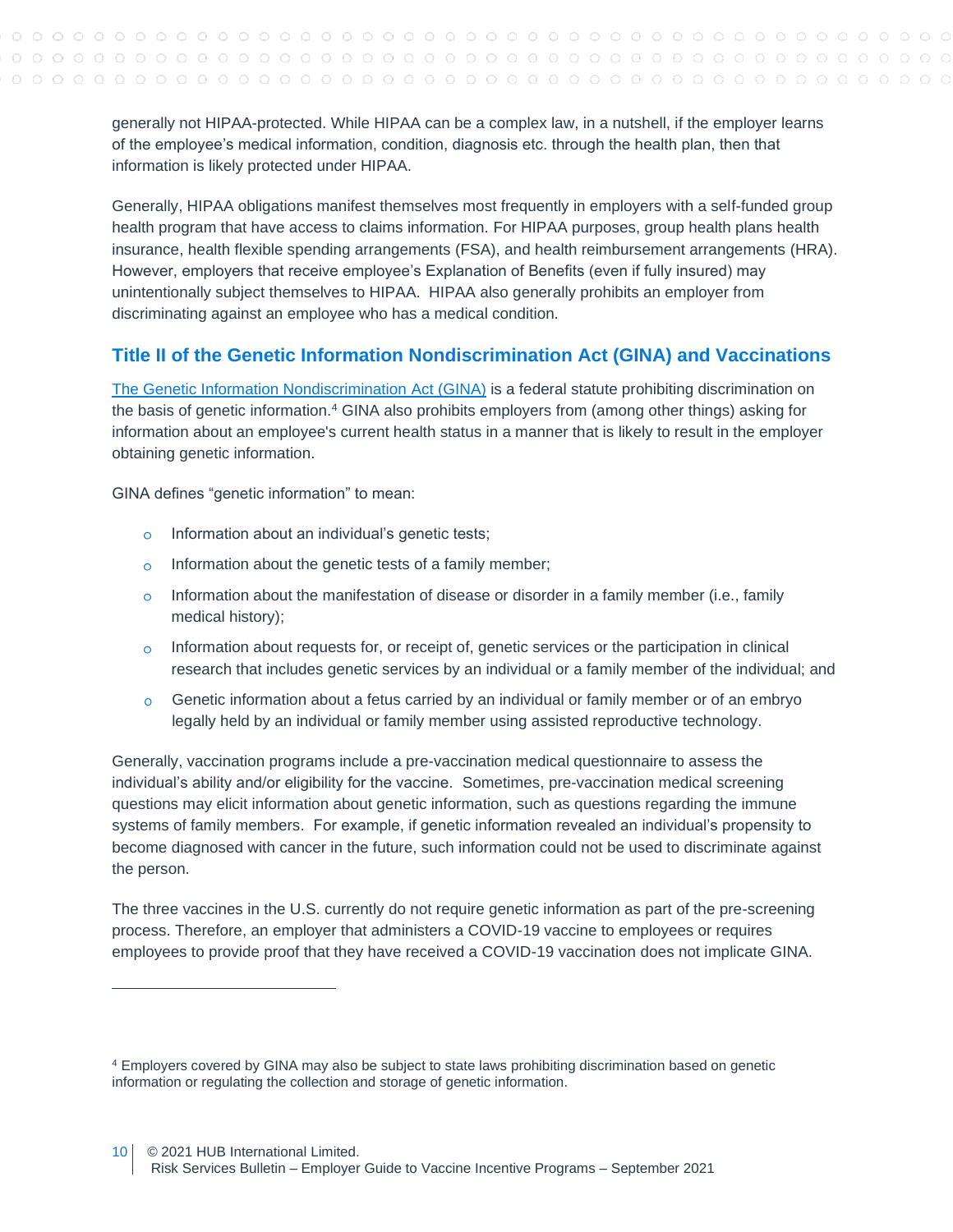generally not HIPAA-protected. While HIPAA can be a complex law, in a nutshell, if the employer learns of the employee's medical information, condition, diagnosis etc. through the health plan, then that information is likely protected under HIPAA.

Generally, HIPAA obligations manifest themselves most frequently in employers with a self-funded group health program that have access to claims information. For HIPAA purposes, group health plans health insurance, health flexible spending arrangements (FSA), and health reimbursement arrangements (HRA). However, employers that receive employee's Explanation of Benefits (even if fully insured) may unintentionally subject themselves to HIPAA. HIPAA also generally prohibits an employer from discriminating against an employee who has a medical condition.

## Title II of the Genetic Information Nondiscrimination Act (GINA) and Vaccinations

The Genetic Information Nondiscrimination Act (GINA) is a federal statute prohibiting discrimination on the basis of genetic information.[4] GINA also prohibits employers from (among other things) asking for information about an employee's current health status in a manner that is likely to result in the employer obtaining genetic information.

GINA defines "genetic information" to mean:

- Information about an individual's genetic tests;
- Information about the genetic tests of a family member;
- Information about the manifestation of disease or disorder in a family member (i.e., family medical history);
- Information about requests for, or receipt of, genetic services or the participation in clinical research that includes genetic services by an individual or a family member of the individual; and
- Genetic information about a fetus carried by an individual or family member or of an embryo legally held by an individual or family member using assisted reproductive technology.

Generally, vaccination programs include a pre-vaccination medical questionnaire to assess the individual's ability and/or eligibility for the vaccine. Sometimes, pre-vaccination medical screening questions may elicit information about genetic information, such as questions regarding the immune systems of family members. For example, if genetic information revealed an individual's propensity to become diagnosed with cancer in the future, such information could not be used to discriminate against the person.

The three vaccines in the U.S. currently do not require genetic information as part of the pre-screening process. Therefore, an employer that administers a COVID-19 vaccine to employees or requires employees to provide proof that they have received a COVID-19 vaccination does not implicate GINA.

---

[4] Employers covered by GINA may also be subject to state laws prohibiting discrimination based on genetic information or regulating the collection and storage of genetic information.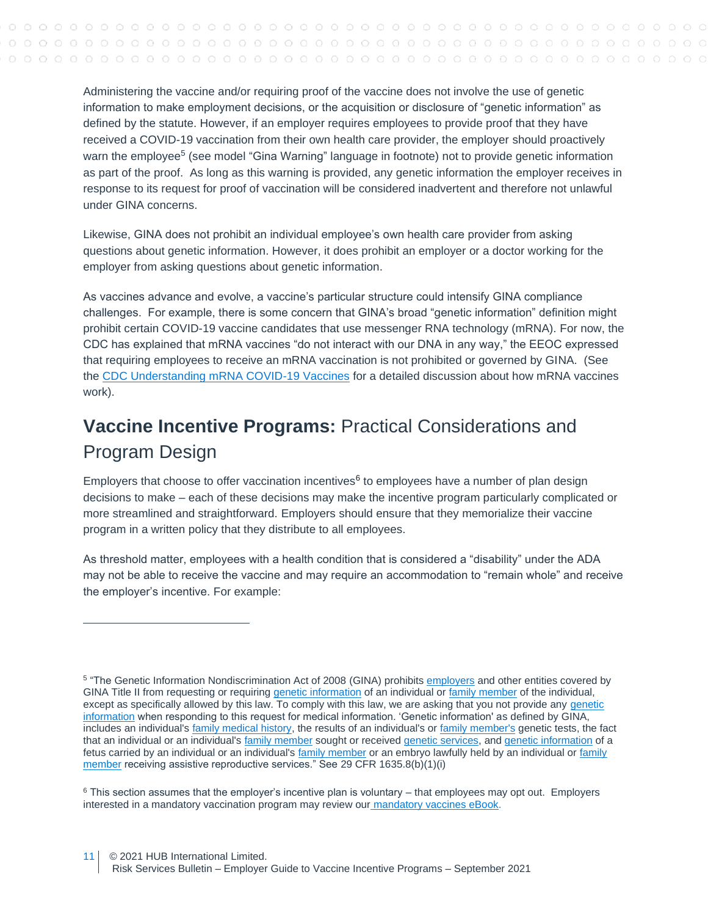Administering the vaccine and/or requiring proof of the vaccine does not involve the use of genetic information to make employment decisions, or the acquisition or disclosure of "genetic information" as defined by the statute. However, if an employer requires employees to provide proof that they have received a COVID-19 vaccination from their own health care provider, the employer should proactively warn the employee[5] (see model "Gina Warning" language in footnote) not to provide genetic information as part of the proof. As long as this warning is provided, any genetic information the employer receives in response to its request for proof of vaccination will be considered inadvertent and therefore not unlawful under GINA concerns.

Likewise, GINA does not prohibit an individual employee's own health care provider from asking questions about genetic information. However, it does prohibit an employer or a doctor working for the employer from asking questions about genetic information.

As vaccines advance and evolve, a vaccine's particular structure could intensify GINA compliance challenges. For example, there is some concern that GINA's broad "genetic information" definition might prohibit certain COVID-19 vaccine candidates that use messenger RNA technology (mRNA). For now, the CDC has explained that mRNA vaccines "do not interact with our DNA in any way," the EEOC expressed that requiring employees to receive an mRNA vaccination is not prohibited or governed by GINA. (See the CDC Understanding mRNA COVID-19 Vaccines for a detailed discussion about how mRNA vaccines work).

## **Vaccine Incentive Programs:** Practical Considerations and Program Design

Employers that choose to offer vaccination incentives[6] to employees have a number of plan design decisions to make – each of these decisions may make the incentive program particularly complicated or more streamlined and straightforward. Employers should ensure that they memorialize their vaccine program in a written policy that they distribute to all employees.

As threshold matter, employees with a health condition that is considered a "disability" under the ADA may not be able to receive the vaccine and may require an accommodation to "remain whole" and receive the employer's incentive. For example:

---

[5] "The Genetic Information Nondiscrimination Act of 2008 (GINA) prohibits employers and other entities covered by GINA Title II from requesting or requiring genetic information of an individual or family member of the individual, except as specifically allowed by this law. To comply with this law, we are asking that you not provide any genetic information when responding to this request for medical information. 'Genetic information' as defined by GINA, includes an individual's family medical history, the results of an individual's or family member's genetic tests, the fact that an individual or an individual's family member sought or received genetic services, and genetic information of a fetus carried by an individual or an individual's family member or an embryo lawfully held by an individual or family member receiving assistive reproductive services." See 29 CFR 1635.8(b)(1)(i)

[6] This section assumes that the employer's incentive plan is voluntary – that employees may opt out. Employers interested in a mandatory vaccination program may review our mandatory vaccines eBook.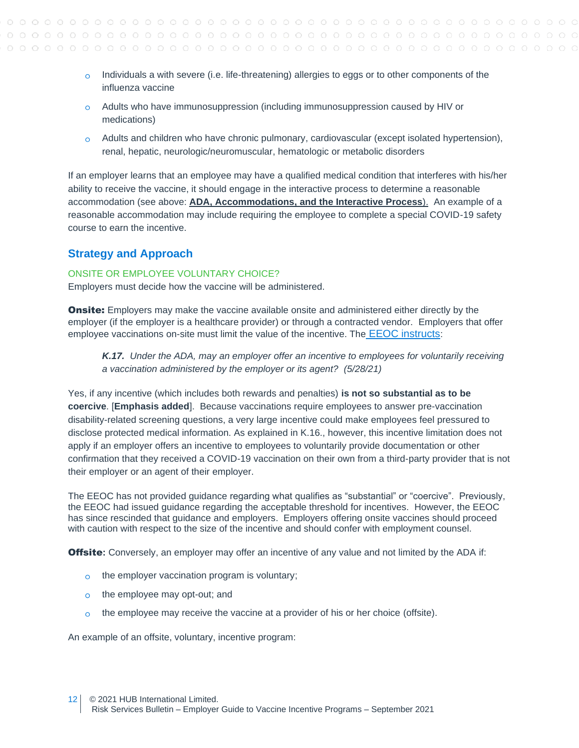- Individuals a with severe (i.e. life-threatening) allergies to eggs or to other components of the influenza vaccine
- Adults who have immunosuppression (including immunosuppression caused by HIV or medications)
- Adults and children who have chronic pulmonary, cardiovascular (except isolated hypertension), renal, hepatic, neurologic/neuromuscular, hematologic or metabolic disorders

If an employer learns that an employee may have a qualified medical condition that interferes with his/her ability to receive the vaccine, it should engage in the interactive process to determine a reasonable accommodation (see above: **ADA, Accommodations, and the Interactive Process**). An example of a reasonable accommodation may include requiring the employee to complete a special COVID-19 safety course to earn the incentive.

## Strategy and Approach

### ONSITE OR EMPLOYEE VOLUNTARY CHOICE?

Employers must decide how the vaccine will be administered.

**Onsite:** Employers may make the vaccine available onsite and administered either directly by the employer (if the employer is a healthcare provider) or through a contracted vendor. Employers that offer employee vaccinations on-site must limit the value of the incentive. The EEOC instructs:

> ***K.17.*** *Under the ADA, may an employer offer an incentive to employees for voluntarily receiving a vaccination administered by the employer or its agent? (5/28/21)*

Yes, if any incentive (which includes both rewards and penalties) **is not so substantial as to be coercive**. [**Emphasis added**]. Because vaccinations require employees to answer pre-vaccination disability-related screening questions, a very large incentive could make employees feel pressured to disclose protected medical information. As explained in K.16., however, this incentive limitation does not apply if an employer offers an incentive to employees to voluntarily provide documentation or other confirmation that they received a COVID-19 vaccination on their own from a third-party provider that is not their employer or an agent of their employer.

The EEOC has not provided guidance regarding what qualifies as "substantial" or "coercive". Previously, the EEOC had issued guidance regarding the acceptable threshold for incentives. However, the EEOC has since rescinded that guidance and employers. Employers offering onsite vaccines should proceed with caution with respect to the size of the incentive and should confer with employment counsel.

**Offsite:** Conversely, an employer may offer an incentive of any value and not limited by the ADA if:

- the employer vaccination program is voluntary;
- the employee may opt-out; and
- the employee may receive the vaccine at a provider of his or her choice (offsite).

An example of an offsite, voluntary, incentive program: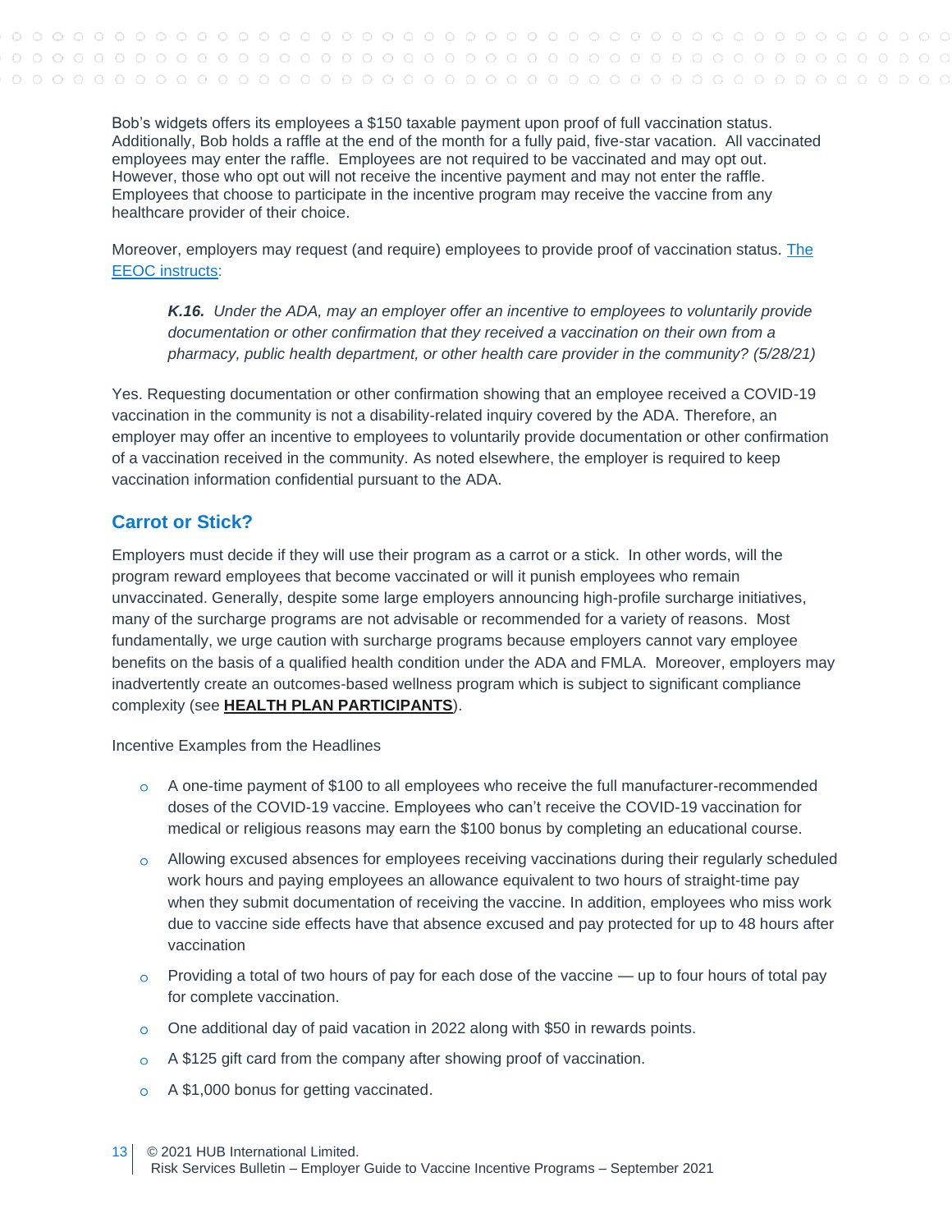Bob's widgets offers its employees a $150 taxable payment upon proof of full vaccination status. Additionally, Bob holds a raffle at the end of the month for a fully paid, five-star vacation. All vaccinated employees may enter the raffle. Employees are not required to be vaccinated and may opt out. However, those who opt out will not receive the incentive payment and may not enter the raffle. Employees that choose to participate in the incentive program may receive the vaccine from any healthcare provider of their choice.

Moreover, employers may request (and require) employees to provide proof of vaccination status. [The EEOC instructs](#):

> ***K.16.*** *Under the ADA, may an employer offer an incentive to employees to voluntarily provide documentation or other confirmation that they received a vaccination on their own from a pharmacy, public health department, or other health care provider in the community? (5/28/21)*

Yes. Requesting documentation or other confirmation showing that an employee received a COVID-19 vaccination in the community is not a disability-related inquiry covered by the ADA. Therefore, an employer may offer an incentive to employees to voluntarily provide documentation or other confirmation of a vaccination received in the community. As noted elsewhere, the employer is required to keep vaccination information confidential pursuant to the ADA.

## Carrot or Stick?

Employers must decide if they will use their program as a carrot or a stick. In other words, will the program reward employees that become vaccinated or will it punish employees who remain unvaccinated. Generally, despite some large employers announcing high-profile surcharge initiatives, many of the surcharge programs are not advisable or recommended for a variety of reasons. Most fundamentally, we urge caution with surcharge programs because employers cannot vary employee benefits on the basis of a qualified health condition under the ADA and FMLA. Moreover, employers may inadvertently create an outcomes-based wellness program which is subject to significant compliance complexity (see **HEALTH PLAN PARTICIPANTS**).

Incentive Examples from the Headlines

- A one-time payment of $100 to all employees who receive the full manufacturer-recommended doses of the COVID-19 vaccine. Employees who can't receive the COVID-19 vaccination for medical or religious reasons may earn the $100 bonus by completing an educational course.
- Allowing excused absences for employees receiving vaccinations during their regularly scheduled work hours and paying employees an allowance equivalent to two hours of straight-time pay when they submit documentation of receiving the vaccine. In addition, employees who miss work due to vaccine side effects have that absence excused and pay protected for up to 48 hours after vaccination
- Providing a total of two hours of pay for each dose of the vaccine — up to four hours of total pay for complete vaccination.
- One additional day of paid vacation in 2022 along with $50 in rewards points.
- A $125 gift card from the company after showing proof of vaccination.
- A $1,000 bonus for getting vaccinated.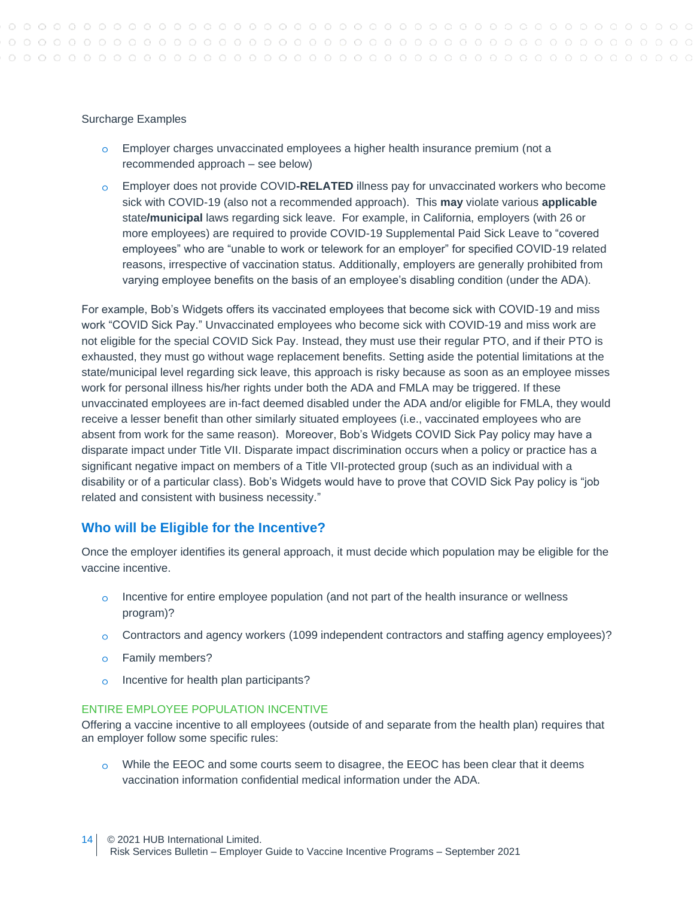Surcharge Examples

- Employer charges unvaccinated employees a higher health insurance premium (not a recommended approach – see below)
- Employer does not provide COVID**-RELATED** illness pay for unvaccinated workers who become sick with COVID-19 (also not a recommended approach). This **may** violate various **applicable** state**/municipal** laws regarding sick leave. For example, in California, employers (with 26 or more employees) are required to provide COVID-19 Supplemental Paid Sick Leave to "covered employees" who are "unable to work or telework for an employer" for specified COVID-19 related reasons, irrespective of vaccination status. Additionally, employers are generally prohibited from varying employee benefits on the basis of an employee's disabling condition (under the ADA).

For example, Bob's Widgets offers its vaccinated employees that become sick with COVID-19 and miss work "COVID Sick Pay." Unvaccinated employees who become sick with COVID-19 and miss work are not eligible for the special COVID Sick Pay. Instead, they must use their regular PTO, and if their PTO is exhausted, they must go without wage replacement benefits. Setting aside the potential limitations at the state/municipal level regarding sick leave, this approach is risky because as soon as an employee misses work for personal illness his/her rights under both the ADA and FMLA may be triggered. If these unvaccinated employees are in-fact deemed disabled under the ADA and/or eligible for FMLA, they would receive a lesser benefit than other similarly situated employees (i.e., vaccinated employees who are absent from work for the same reason). Moreover, Bob's Widgets COVID Sick Pay policy may have a disparate impact under Title VII. Disparate impact discrimination occurs when a policy or practice has a significant negative impact on members of a Title VII-protected group (such as an individual with a disability or of a particular class). Bob's Widgets would have to prove that COVID Sick Pay policy is "job related and consistent with business necessity."

## Who will be Eligible for the Incentive?

Once the employer identifies its general approach, it must decide which population may be eligible for the vaccine incentive.

- Incentive for entire employee population (and not part of the health insurance or wellness program)?
- Contractors and agency workers (1099 independent contractors and staffing agency employees)?
- Family members?
- Incentive for health plan participants?

### ENTIRE EMPLOYEE POPULATION INCENTIVE

Offering a vaccine incentive to all employees (outside of and separate from the health plan) requires that an employer follow some specific rules:

- While the EEOC and some courts seem to disagree, the EEOC has been clear that it deems vaccination information confidential medical information under the ADA.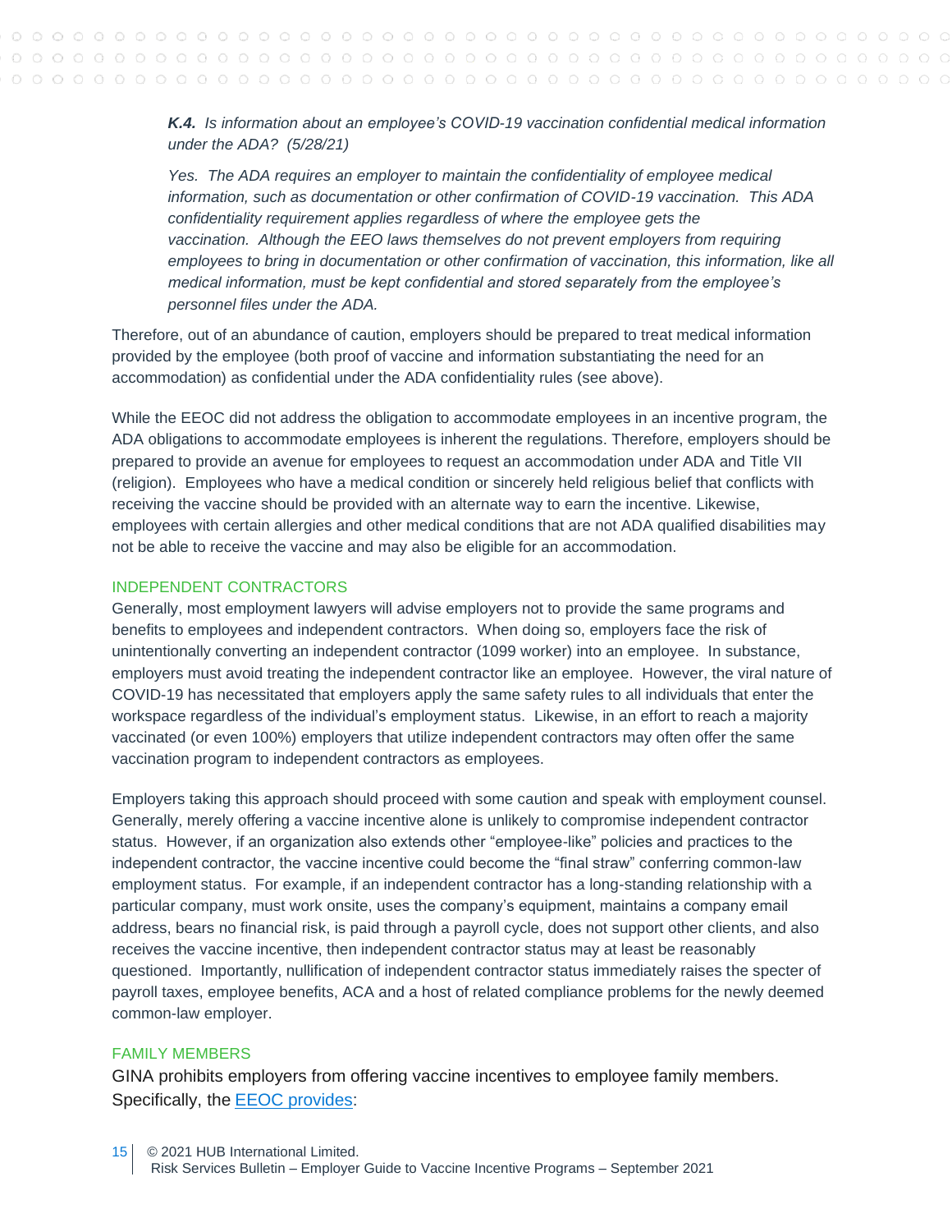*__K.4.__ Is information about an employee's COVID-19 vaccination confidential medical information under the ADA? (5/28/21)*

*Yes. The ADA requires an employer to maintain the confidentiality of employee medical information, such as documentation or other confirmation of COVID-19 vaccination. This ADA confidentiality requirement applies regardless of where the employee gets the vaccination. Although the EEO laws themselves do not prevent employers from requiring employees to bring in documentation or other confirmation of vaccination, this information, like all medical information, must be kept confidential and stored separately from the employee's personnel files under the ADA.*

Therefore, out of an abundance of caution, employers should be prepared to treat medical information provided by the employee (both proof of vaccine and information substantiating the need for an accommodation) as confidential under the ADA confidentiality rules (see above).

While the EEOC did not address the obligation to accommodate employees in an incentive program, the ADA obligations to accommodate employees is inherent the regulations. Therefore, employers should be prepared to provide an avenue for employees to request an accommodation under ADA and Title VII (religion). Employees who have a medical condition or sincerely held religious belief that conflicts with receiving the vaccine should be provided with an alternate way to earn the incentive. Likewise, employees with certain allergies and other medical conditions that are not ADA qualified disabilities may not be able to receive the vaccine and may also be eligible for an accommodation.

## INDEPENDENT CONTRACTORS

Generally, most employment lawyers will advise employers not to provide the same programs and benefits to employees and independent contractors. When doing so, employers face the risk of unintentionally converting an independent contractor (1099 worker) into an employee. In substance, employers must avoid treating the independent contractor like an employee. However, the viral nature of COVID-19 has necessitated that employers apply the same safety rules to all individuals that enter the workspace regardless of the individual's employment status. Likewise, in an effort to reach a majority vaccinated (or even 100%) employers that utilize independent contractors may often offer the same vaccination program to independent contractors as employees.

Employers taking this approach should proceed with some caution and speak with employment counsel. Generally, merely offering a vaccine incentive alone is unlikely to compromise independent contractor status. However, if an organization also extends other "employee-like" policies and practices to the independent contractor, the vaccine incentive could become the "final straw" conferring common-law employment status. For example, if an independent contractor has a long-standing relationship with a particular company, must work onsite, uses the company's equipment, maintains a company email address, bears no financial risk, is paid through a payroll cycle, does not support other clients, and also receives the vaccine incentive, then independent contractor status may at least be reasonably questioned. Importantly, nullification of independent contractor status immediately raises the specter of payroll taxes, employee benefits, ACA and a host of related compliance problems for the newly deemed common-law employer.

## FAMILY MEMBERS

GINA prohibits employers from offering vaccine incentives to employee family members. Specifically, the EEOC provides: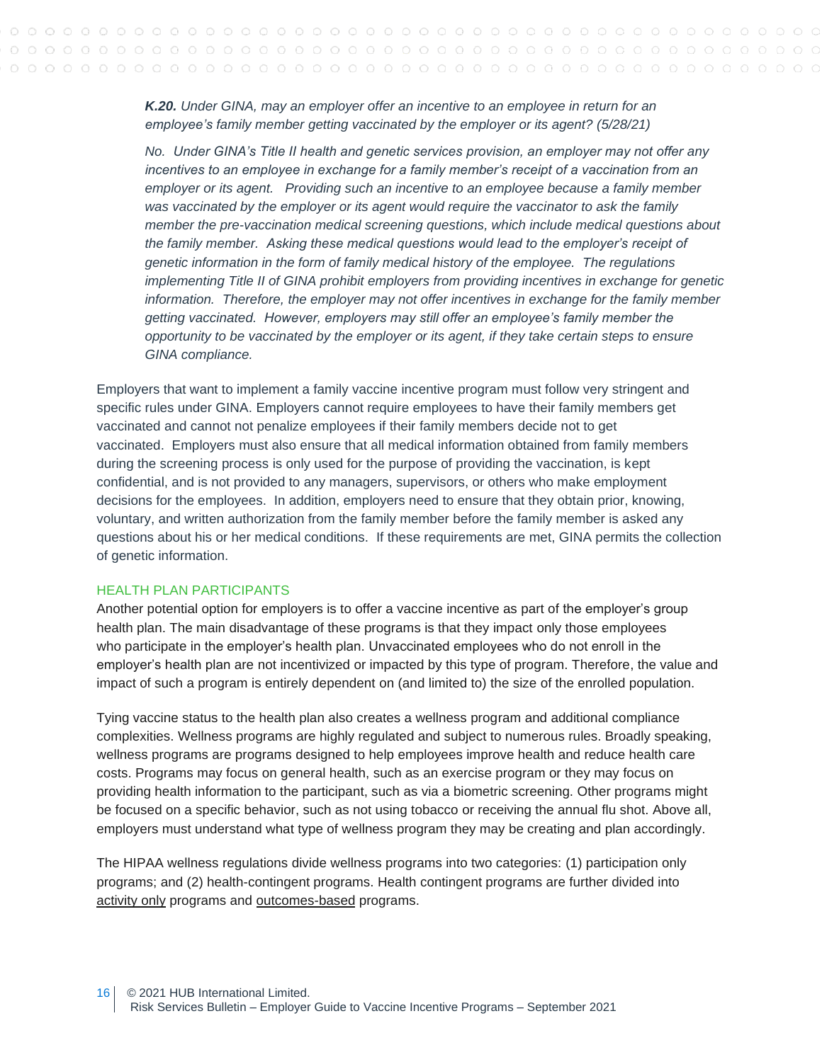*K.20. Under GINA, may an employer offer an incentive to an employee in return for an employee's family member getting vaccinated by the employer or its agent? (5/28/21)*

*No. Under GINA's Title II health and genetic services provision, an employer may not offer any incentives to an employee in exchange for a family member's receipt of a vaccination from an employer or its agent. Providing such an incentive to an employee because a family member was vaccinated by the employer or its agent would require the vaccinator to ask the family member the pre-vaccination medical screening questions, which include medical questions about the family member. Asking these medical questions would lead to the employer's receipt of genetic information in the form of family medical history of the employee. The regulations implementing Title II of GINA prohibit employers from providing incentives in exchange for genetic information. Therefore, the employer may not offer incentives in exchange for the family member getting vaccinated. However, employers may still offer an employee's family member the opportunity to be vaccinated by the employer or its agent, if they take certain steps to ensure GINA compliance.*

Employers that want to implement a family vaccine incentive program must follow very stringent and specific rules under GINA. Employers cannot require employees to have their family members get vaccinated and cannot not penalize employees if their family members decide not to get vaccinated. Employers must also ensure that all medical information obtained from family members during the screening process is only used for the purpose of providing the vaccination, is kept confidential, and is not provided to any managers, supervisors, or others who make employment decisions for the employees. In addition, employers need to ensure that they obtain prior, knowing, voluntary, and written authorization from the family member before the family member is asked any questions about his or her medical conditions. If these requirements are met, GINA permits the collection of genetic information.

## HEALTH PLAN PARTICIPANTS

Another potential option for employers is to offer a vaccine incentive as part of the employer's group health plan. The main disadvantage of these programs is that they impact only those employees who participate in the employer's health plan. Unvaccinated employees who do not enroll in the employer's health plan are not incentivized or impacted by this type of program. Therefore, the value and impact of such a program is entirely dependent on (and limited to) the size of the enrolled population.

Tying vaccine status to the health plan also creates a wellness program and additional compliance complexities. Wellness programs are highly regulated and subject to numerous rules. Broadly speaking, wellness programs are programs designed to help employees improve health and reduce health care costs. Programs may focus on general health, such as an exercise program or they may focus on providing health information to the participant, such as via a biometric screening. Other programs might be focused on a specific behavior, such as not using tobacco or receiving the annual flu shot. Above all, employers must understand what type of wellness program they may be creating and plan accordingly.

The HIPAA wellness regulations divide wellness programs into two categories: (1) participation only programs; and (2) health-contingent programs. Health contingent programs are further divided into activity only programs and outcomes-based programs.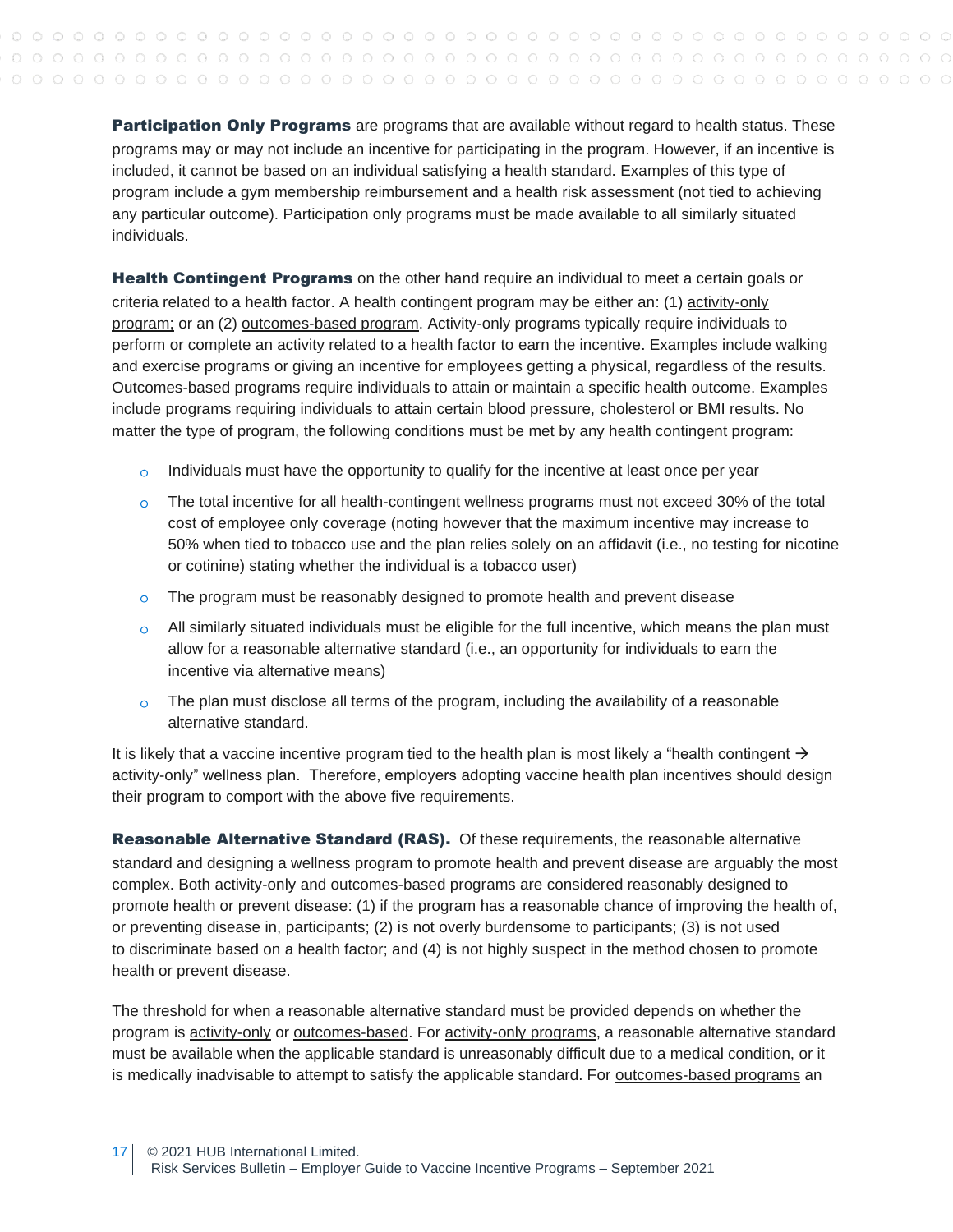**Participation Only Programs** are programs that are available without regard to health status. These programs may or may not include an incentive for participating in the program. However, if an incentive is included, it cannot be based on an individual satisfying a health standard. Examples of this type of program include a gym membership reimbursement and a health risk assessment (not tied to achieving any particular outcome). Participation only programs must be made available to all similarly situated individuals.

**Health Contingent Programs** on the other hand require an individual to meet a certain goals or criteria related to a health factor. A health contingent program may be either an: (1) activity-only program; or an (2) outcomes-based program. Activity-only programs typically require individuals to perform or complete an activity related to a health factor to earn the incentive. Examples include walking and exercise programs or giving an incentive for employees getting a physical, regardless of the results. Outcomes-based programs require individuals to attain or maintain a specific health outcome. Examples include programs requiring individuals to attain certain blood pressure, cholesterol or BMI results. No matter the type of program, the following conditions must be met by any health contingent program:

- Individuals must have the opportunity to qualify for the incentive at least once per year
- The total incentive for all health-contingent wellness programs must not exceed 30% of the total cost of employee only coverage (noting however that the maximum incentive may increase to 50% when tied to tobacco use and the plan relies solely on an affidavit (i.e., no testing for nicotine or cotinine) stating whether the individual is a tobacco user)
- The program must be reasonably designed to promote health and prevent disease
- All similarly situated individuals must be eligible for the full incentive, which means the plan must allow for a reasonable alternative standard (i.e., an opportunity for individuals to earn the incentive via alternative means)
- The plan must disclose all terms of the program, including the availability of a reasonable alternative standard.

It is likely that a vaccine incentive program tied to the health plan is most likely a "health contingent → activity-only" wellness plan. Therefore, employers adopting vaccine health plan incentives should design their program to comport with the above five requirements.

**Reasonable Alternative Standard (RAS).** Of these requirements, the reasonable alternative standard and designing a wellness program to promote health and prevent disease are arguably the most complex. Both activity-only and outcomes-based programs are considered reasonably designed to promote health or prevent disease: (1) if the program has a reasonable chance of improving the health of, or preventing disease in, participants; (2) is not overly burdensome to participants; (3) is not used to discriminate based on a health factor; and (4) is not highly suspect in the method chosen to promote health or prevent disease.

The threshold for when a reasonable alternative standard must be provided depends on whether the program is activity-only or outcomes-based. For activity-only programs, a reasonable alternative standard must be available when the applicable standard is unreasonably difficult due to a medical condition, or it is medically inadvisable to attempt to satisfy the applicable standard. For outcomes-based programs an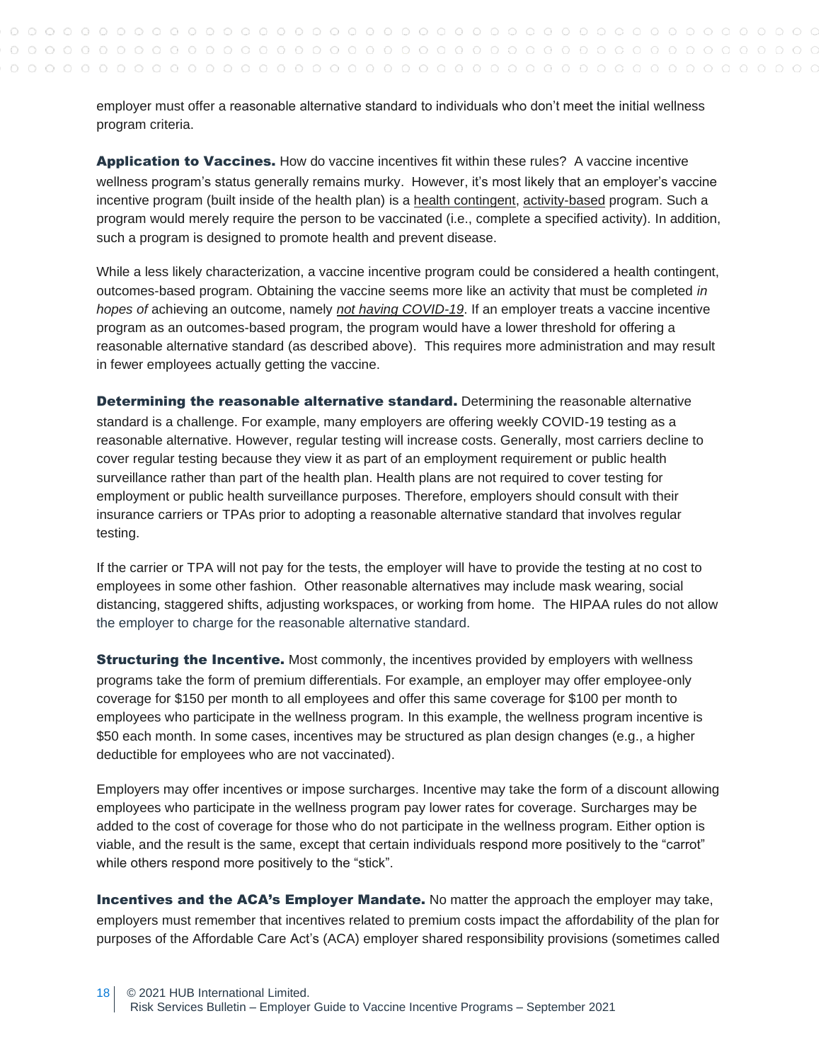employer must offer a reasonable alternative standard to individuals who don't meet the initial wellness program criteria.

**Application to Vaccines.** How do vaccine incentives fit within these rules? A vaccine incentive wellness program's status generally remains murky. However, it's most likely that an employer's vaccine incentive program (built inside of the health plan) is a health contingent, activity-based program. Such a program would merely require the person to be vaccinated (i.e., complete a specified activity). In addition, such a program is designed to promote health and prevent disease.

While a less likely characterization, a vaccine incentive program could be considered a health contingent, outcomes-based program. Obtaining the vaccine seems more like an activity that must be completed *in hopes of* achieving an outcome, namely ***not having COVID-19***. If an employer treats a vaccine incentive program as an outcomes-based program, the program would have a lower threshold for offering a reasonable alternative standard (as described above). This requires more administration and may result in fewer employees actually getting the vaccine.

**Determining the reasonable alternative standard.** Determining the reasonable alternative standard is a challenge. For example, many employers are offering weekly COVID-19 testing as a reasonable alternative. However, regular testing will increase costs. Generally, most carriers decline to cover regular testing because they view it as part of an employment requirement or public health surveillance rather than part of the health plan. Health plans are not required to cover testing for employment or public health surveillance purposes. Therefore, employers should consult with their insurance carriers or TPAs prior to adopting a reasonable alternative standard that involves regular testing.

If the carrier or TPA will not pay for the tests, the employer will have to provide the testing at no cost to employees in some other fashion. Other reasonable alternatives may include mask wearing, social distancing, staggered shifts, adjusting workspaces, or working from home. The HIPAA rules do not allow the employer to charge for the reasonable alternative standard.

**Structuring the Incentive.** Most commonly, the incentives provided by employers with wellness programs take the form of premium differentials. For example, an employer may offer employee-only coverage for $150 per month to all employees and offer this same coverage for $100 per month to employees who participate in the wellness program. In this example, the wellness program incentive is $50 each month. In some cases, incentives may be structured as plan design changes (e.g., a higher deductible for employees who are not vaccinated).

Employers may offer incentives or impose surcharges. Incentive may take the form of a discount allowing employees who participate in the wellness program pay lower rates for coverage. Surcharges may be added to the cost of coverage for those who do not participate in the wellness program. Either option is viable, and the result is the same, except that certain individuals respond more positively to the "carrot" while others respond more positively to the "stick".

**Incentives and the ACA's Employer Mandate.** No matter the approach the employer may take, employers must remember that incentives related to premium costs impact the affordability of the plan for purposes of the Affordable Care Act's (ACA) employer shared responsibility provisions (sometimes called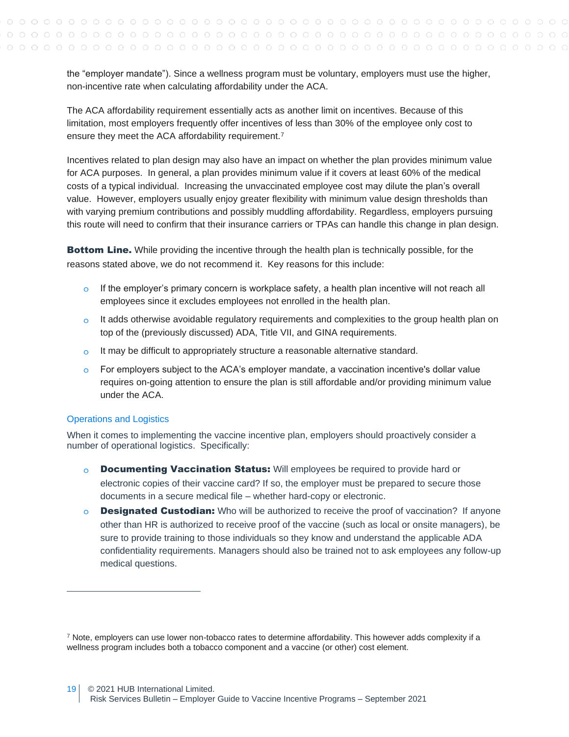the "employer mandate"). Since a wellness program must be voluntary, employers must use the higher, non-incentive rate when calculating affordability under the ACA.

The ACA affordability requirement essentially acts as another limit on incentives. Because of this limitation, most employers frequently offer incentives of less than 30% of the employee only cost to ensure they meet the ACA affordability requirement.[7]

Incentives related to plan design may also have an impact on whether the plan provides minimum value for ACA purposes. In general, a plan provides minimum value if it covers at least 60% of the medical costs of a typical individual. Increasing the unvaccinated employee cost may dilute the plan's overall value. However, employers usually enjoy greater flexibility with minimum value design thresholds than with varying premium contributions and possibly muddling affordability. Regardless, employers pursuing this route will need to confirm that their insurance carriers or TPAs can handle this change in plan design.

**Bottom Line.** While providing the incentive through the health plan is technically possible, for the reasons stated above, we do not recommend it. Key reasons for this include:

- If the employer's primary concern is workplace safety, a health plan incentive will not reach all employees since it excludes employees not enrolled in the health plan.
- It adds otherwise avoidable regulatory requirements and complexities to the group health plan on top of the (previously discussed) ADA, Title VII, and GINA requirements.
- It may be difficult to appropriately structure a reasonable alternative standard.
- For employers subject to the ACA's employer mandate, a vaccination incentive's dollar value requires on-going attention to ensure the plan is still affordable and/or providing minimum value under the ACA.

### Operations and Logistics

When it comes to implementing the vaccine incentive plan, employers should proactively consider a number of operational logistics. Specifically:

- **Documenting Vaccination Status:** Will employees be required to provide hard or electronic copies of their vaccine card? If so, the employer must be prepared to secure those documents in a secure medical file – whether hard-copy or electronic.
- **Designated Custodian:** Who will be authorized to receive the proof of vaccination? If anyone other than HR is authorized to receive proof of the vaccine (such as local or onsite managers), be sure to provide training to those individuals so they know and understand the applicable ADA confidentiality requirements. Managers should also be trained not to ask employees any follow-up medical questions.

---

[7] Note, employers can use lower non-tobacco rates to determine affordability. This however adds complexity if a wellness program includes both a tobacco component and a vaccine (or other) cost element.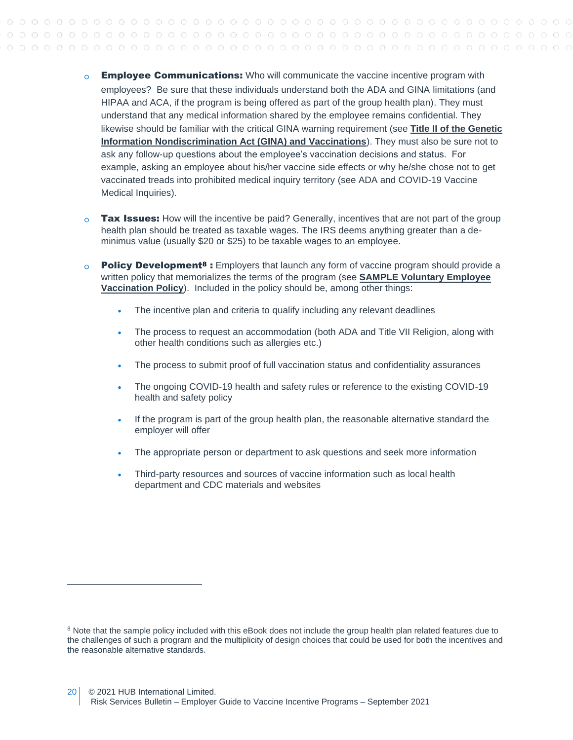- **Employee Communications:** Who will communicate the vaccine incentive program with employees? Be sure that these individuals understand both the ADA and GINA limitations (and HIPAA and ACA, if the program is being offered as part of the group health plan). They must understand that any medical information shared by the employee remains confidential. They likewise should be familiar with the critical GINA warning requirement (see **Title II of the Genetic Information Nondiscrimination Act (GINA) and Vaccinations**). They must also be sure not to ask any follow-up questions about the employee's vaccination decisions and status. For example, asking an employee about his/her vaccine side effects or why he/she chose not to get vaccinated treads into prohibited medical inquiry territory (see ADA and COVID-19 Vaccine Medical Inquiries).

- **Tax Issues:** How will the incentive be paid? Generally, incentives that are not part of the group health plan should be treated as taxable wages. The IRS deems anything greater than a de-minimus value (usually $20 or $25) to be taxable wages to an employee.

- **Policy Development[8] :** Employers that launch any form of vaccine program should provide a written policy that memorializes the terms of the program (see **SAMPLE Voluntary Employee Vaccination Policy**). Included in the policy should be, among other things:

  - The incentive plan and criteria to qualify including any relevant deadlines
  - The process to request an accommodation (both ADA and Title VII Religion, along with other health conditions such as allergies etc.)
  - The process to submit proof of full vaccination status and confidentiality assurances
  - The ongoing COVID-19 health and safety rules or reference to the existing COVID-19 health and safety policy
  - If the program is part of the group health plan, the reasonable alternative standard the employer will offer
  - The appropriate person or department to ask questions and seek more information
  - Third-party resources and sources of vaccine information such as local health department and CDC materials and websites

---

[8] Note that the sample policy included with this eBook does not include the group health plan related features due to the challenges of such a program and the multiplicity of design choices that could be used for both the incentives and the reasonable alternative standards.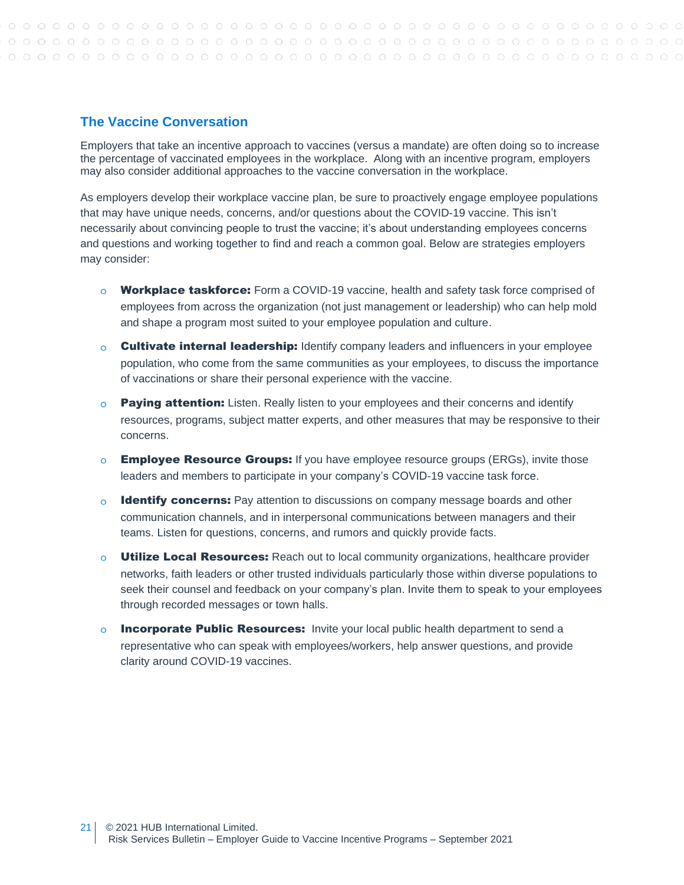## The Vaccine Conversation

Employers that take an incentive approach to vaccines (versus a mandate) are often doing so to increase the percentage of vaccinated employees in the workplace. Along with an incentive program, employers may also consider additional approaches to the vaccine conversation in the workplace.

As employers develop their workplace vaccine plan, be sure to proactively engage employee populations that may have unique needs, concerns, and/or questions about the COVID-19 vaccine. This isn't necessarily about convincing people to trust the vaccine; it's about understanding employees concerns and questions and working together to find and reach a common goal. Below are strategies employers may consider:

- **Workplace taskforce:** Form a COVID-19 vaccine, health and safety task force comprised of employees from across the organization (not just management or leadership) who can help mold and shape a program most suited to your employee population and culture.
- **Cultivate internal leadership:** Identify company leaders and influencers in your employee population, who come from the same communities as your employees, to discuss the importance of vaccinations or share their personal experience with the vaccine.
- **Paying attention:** Listen. Really listen to your employees and their concerns and identify resources, programs, subject matter experts, and other measures that may be responsive to their concerns.
- **Employee Resource Groups:** If you have employee resource groups (ERGs), invite those leaders and members to participate in your company's COVID-19 vaccine task force.
- **Identify concerns:** Pay attention to discussions on company message boards and other communication channels, and in interpersonal communications between managers and their teams. Listen for questions, concerns, and rumors and quickly provide facts.
- **Utilize Local Resources:** Reach out to local community organizations, healthcare provider networks, faith leaders or other trusted individuals particularly those within diverse populations to seek their counsel and feedback on your company's plan. Invite them to speak to your employees through recorded messages or town halls.
- **Incorporate Public Resources:** Invite your local public health department to send a representative who can speak with employees/workers, help answer questions, and provide clarity around COVID-19 vaccines.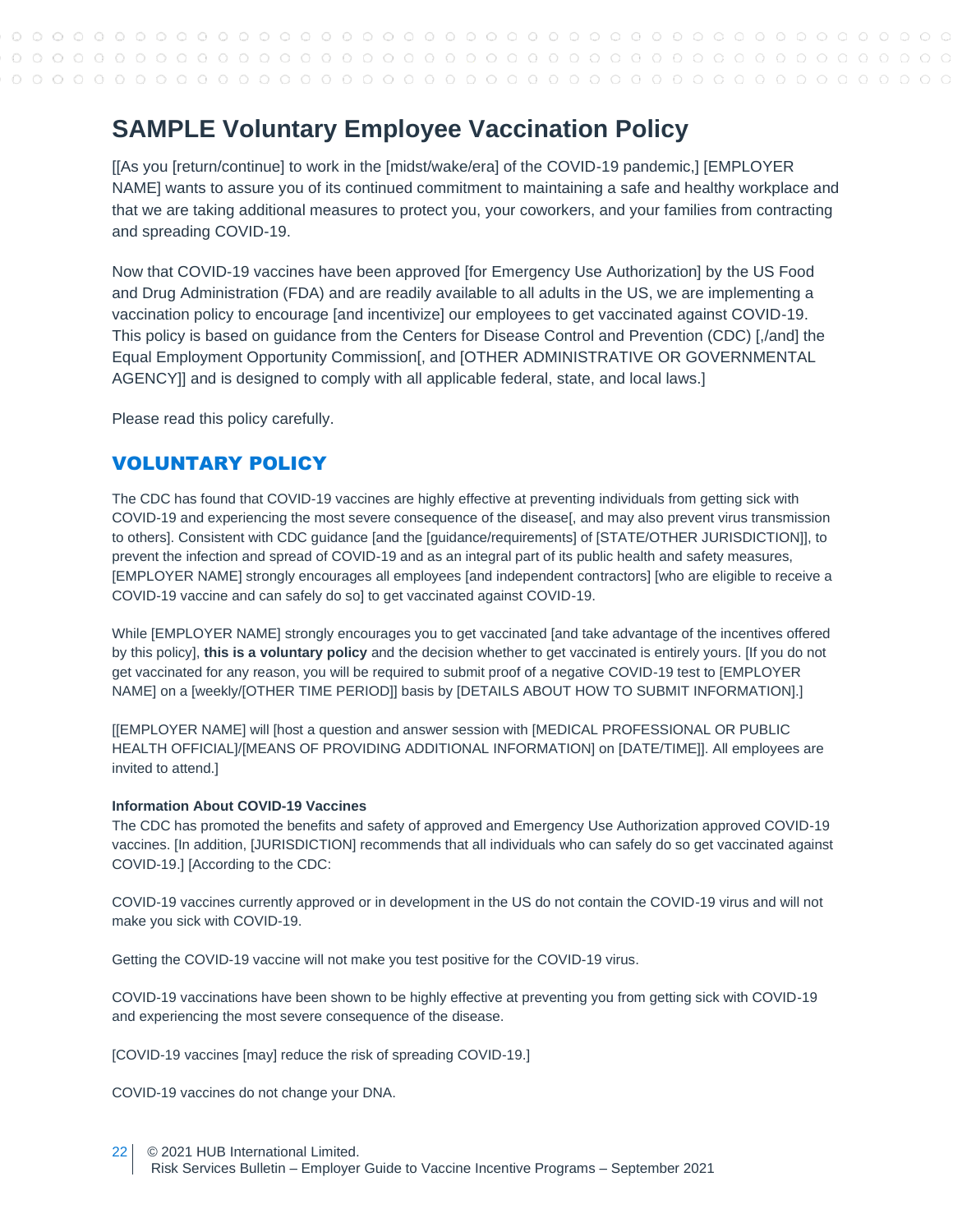# SAMPLE Voluntary Employee Vaccination Policy

[[As you [return/continue] to work in the [midst/wake/era] of the COVID-19 pandemic,] [EMPLOYER NAME] wants to assure you of its continued commitment to maintaining a safe and healthy workplace and that we are taking additional measures to protect you, your coworkers, and your families from contracting and spreading COVID-19.

Now that COVID-19 vaccines have been approved [for Emergency Use Authorization] by the US Food and Drug Administration (FDA) and are readily available to all adults in the US, we are implementing a vaccination policy to encourage [and incentivize] our employees to get vaccinated against COVID-19. This policy is based on guidance from the Centers for Disease Control and Prevention (CDC) [,/and] the Equal Employment Opportunity Commission[, and [OTHER ADMINISTRATIVE OR GOVERNMENTAL AGENCY]] and is designed to comply with all applicable federal, state, and local laws.]

Please read this policy carefully.

## VOLUNTARY POLICY

The CDC has found that COVID-19 vaccines are highly effective at preventing individuals from getting sick with COVID-19 and experiencing the most severe consequence of the disease[, and may also prevent virus transmission to others]. Consistent with CDC guidance [and the [guidance/requirements] of [STATE/OTHER JURISDICTION]], to prevent the infection and spread of COVID-19 and as an integral part of its public health and safety measures, [EMPLOYER NAME] strongly encourages all employees [and independent contractors] [who are eligible to receive a COVID-19 vaccine and can safely do so] to get vaccinated against COVID-19.

While [EMPLOYER NAME] strongly encourages you to get vaccinated [and take advantage of the incentives offered by this policy], **this is a voluntary policy** and the decision whether to get vaccinated is entirely yours. [If you do not get vaccinated for any reason, you will be required to submit proof of a negative COVID-19 test to [EMPLOYER NAME] on a [weekly/[OTHER TIME PERIOD]] basis by [DETAILS ABOUT HOW TO SUBMIT INFORMATION].]

[[EMPLOYER NAME] will [host a question and answer session with [MEDICAL PROFESSIONAL OR PUBLIC HEALTH OFFICIAL]/[MEANS OF PROVIDING ADDITIONAL INFORMATION] on [DATE/TIME]]. All employees are invited to attend.]

**Information About COVID-19 Vaccines**

The CDC has promoted the benefits and safety of approved and Emergency Use Authorization approved COVID-19 vaccines. [In addition, [JURISDICTION] recommends that all individuals who can safely do so get vaccinated against COVID-19.] [According to the CDC:

COVID-19 vaccines currently approved or in development in the US do not contain the COVID-19 virus and will not make you sick with COVID-19.

Getting the COVID-19 vaccine will not make you test positive for the COVID-19 virus.

COVID-19 vaccinations have been shown to be highly effective at preventing you from getting sick with COVID-19 and experiencing the most severe consequence of the disease.

[COVID-19 vaccines [may] reduce the risk of spreading COVID-19.]

COVID-19 vaccines do not change your DNA.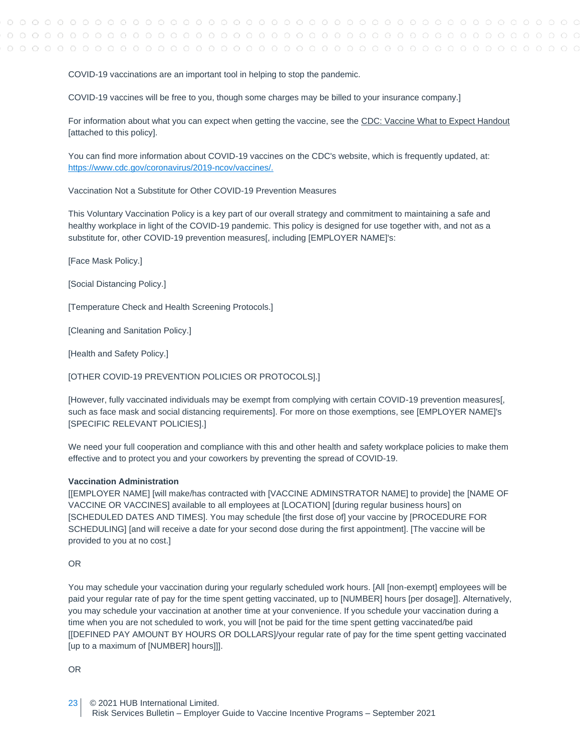COVID-19 vaccinations are an important tool in helping to stop the pandemic.

COVID-19 vaccines will be free to you, though some charges may be billed to your insurance company.]

For information about what you can expect when getting the vaccine, see the CDC: Vaccine What to Expect Handout [attached to this policy].

You can find more information about COVID-19 vaccines on the CDC's website, which is frequently updated, at: https://www.cdc.gov/coronavirus/2019-ncov/vaccines/.

Vaccination Not a Substitute for Other COVID-19 Prevention Measures

This Voluntary Vaccination Policy is a key part of our overall strategy and commitment to maintaining a safe and healthy workplace in light of the COVID-19 pandemic. This policy is designed for use together with, and not as a substitute for, other COVID-19 prevention measures[, including [EMPLOYER NAME]'s:

[Face Mask Policy.]

[Social Distancing Policy.]

[Temperature Check and Health Screening Protocols.]

[Cleaning and Sanitation Policy.]

[Health and Safety Policy.]

[OTHER COVID-19 PREVENTION POLICIES OR PROTOCOLS].]

[However, fully vaccinated individuals may be exempt from complying with certain COVID-19 prevention measures[, such as face mask and social distancing requirements]. For more on those exemptions, see [EMPLOYER NAME]'s [SPECIFIC RELEVANT POLICIES].]

We need your full cooperation and compliance with this and other health and safety workplace policies to make them effective and to protect you and your coworkers by preventing the spread of COVID-19.

**Vaccination Administration**
[[EMPLOYER NAME] [will make/has contracted with [VACCINE ADMINSTRATOR NAME] to provide] the [NAME OF VACCINE OR VACCINES] available to all employees at [LOCATION] [during regular business hours] on [SCHEDULED DATES AND TIMES]. You may schedule [the first dose of] your vaccine by [PROCEDURE FOR SCHEDULING] [and will receive a date for your second dose during the first appointment]. [The vaccine will be provided to you at no cost.]

OR

You may schedule your vaccination during your regularly scheduled work hours. [All [non-exempt] employees will be paid your regular rate of pay for the time spent getting vaccinated, up to [NUMBER] hours [per dosage]]. Alternatively, you may schedule your vaccination at another time at your convenience. If you schedule your vaccination during a time when you are not scheduled to work, you will [not be paid for the time spent getting vaccinated/be paid [[DEFINED PAY AMOUNT BY HOURS OR DOLLARS]/your regular rate of pay for the time spent getting vaccinated [up to a maximum of [NUMBER] hours]]].

OR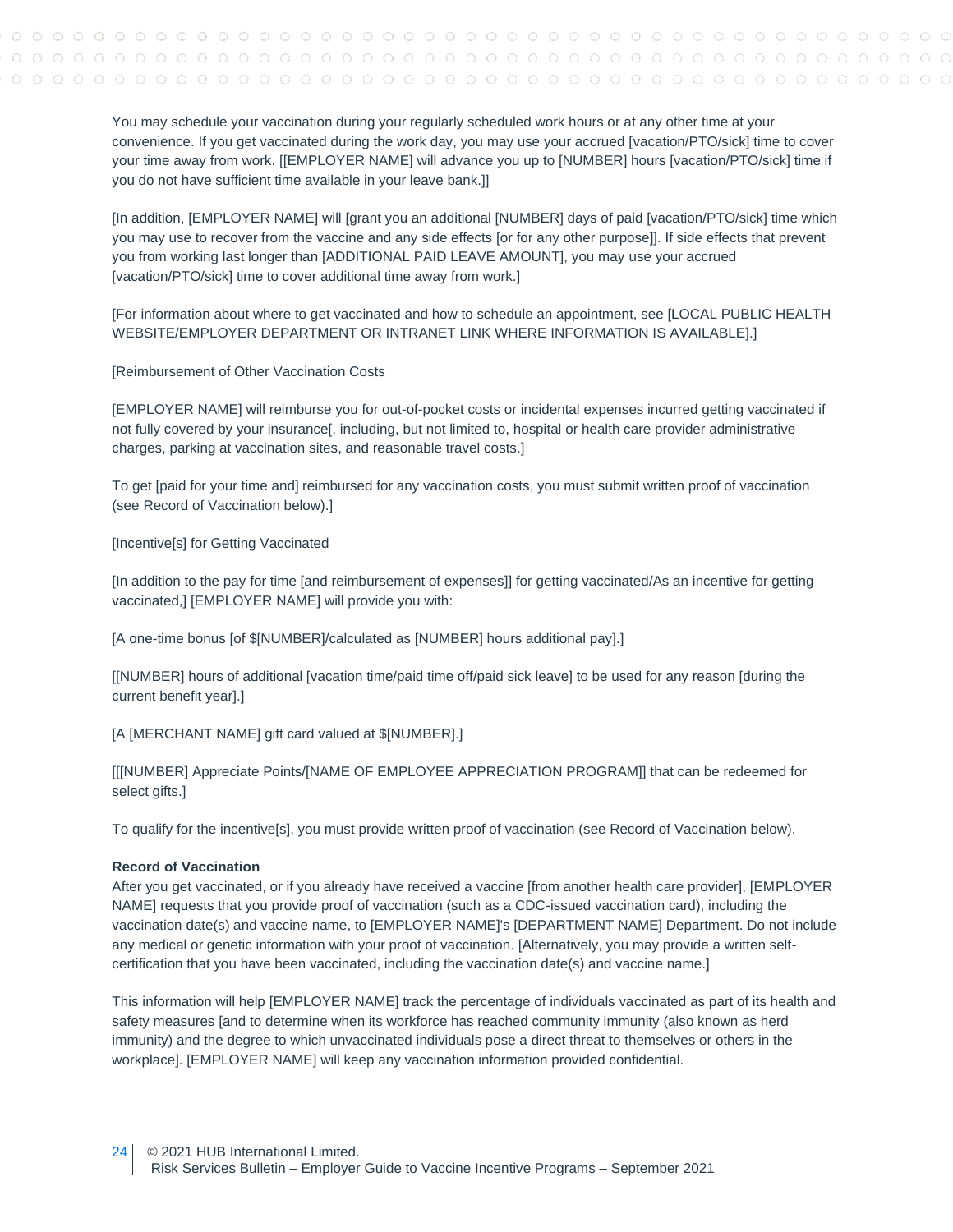You may schedule your vaccination during your regularly scheduled work hours or at any other time at your convenience. If you get vaccinated during the work day, you may use your accrued [vacation/PTO/sick] time to cover your time away from work. [[EMPLOYER NAME] will advance you up to [NUMBER] hours [vacation/PTO/sick] time if you do not have sufficient time available in your leave bank.]]

[In addition, [EMPLOYER NAME] will [grant you an additional [NUMBER] days of paid [vacation/PTO/sick] time which you may use to recover from the vaccine and any side effects [or for any other purpose]]. If side effects that prevent you from working last longer than [ADDITIONAL PAID LEAVE AMOUNT], you may use your accrued [vacation/PTO/sick] time to cover additional time away from work.]

[For information about where to get vaccinated and how to schedule an appointment, see [LOCAL PUBLIC HEALTH WEBSITE/EMPLOYER DEPARTMENT OR INTRANET LINK WHERE INFORMATION IS AVAILABLE].]

[Reimbursement of Other Vaccination Costs

[EMPLOYER NAME] will reimburse you for out-of-pocket costs or incidental expenses incurred getting vaccinated if not fully covered by your insurance[, including, but not limited to, hospital or health care provider administrative charges, parking at vaccination sites, and reasonable travel costs.]

To get [paid for your time and] reimbursed for any vaccination costs, you must submit written proof of vaccination (see Record of Vaccination below).]

[Incentive[s] for Getting Vaccinated

[In addition to the pay for time [and reimbursement of expenses]] for getting vaccinated/As an incentive for getting vaccinated,] [EMPLOYER NAME] will provide you with:

[A one-time bonus [of $[NUMBER]/calculated as [NUMBER] hours additional pay].]

[[NUMBER] hours of additional [vacation time/paid time off/paid sick leave] to be used for any reason [during the current benefit year].]

[A [MERCHANT NAME] gift card valued at $[NUMBER].]

[[[NUMBER] Appreciate Points/[NAME OF EMPLOYEE APPRECIATION PROGRAM]] that can be redeemed for select gifts.]

To qualify for the incentive[s], you must provide written proof of vaccination (see Record of Vaccination below).

**Record of Vaccination**

After you get vaccinated, or if you already have received a vaccine [from another health care provider], [EMPLOYER NAME] requests that you provide proof of vaccination (such as a CDC-issued vaccination card), including the vaccination date(s) and vaccine name, to [EMPLOYER NAME]'s [DEPARTMENT NAME] Department. Do not include any medical or genetic information with your proof of vaccination. [Alternatively, you may provide a written self-certification that you have been vaccinated, including the vaccination date(s) and vaccine name.]

This information will help [EMPLOYER NAME] track the percentage of individuals vaccinated as part of its health and safety measures [and to determine when its workforce has reached community immunity (also known as herd immunity) and the degree to which unvaccinated individuals pose a direct threat to themselves or others in the workplace]. [EMPLOYER NAME] will keep any vaccination information provided confidential.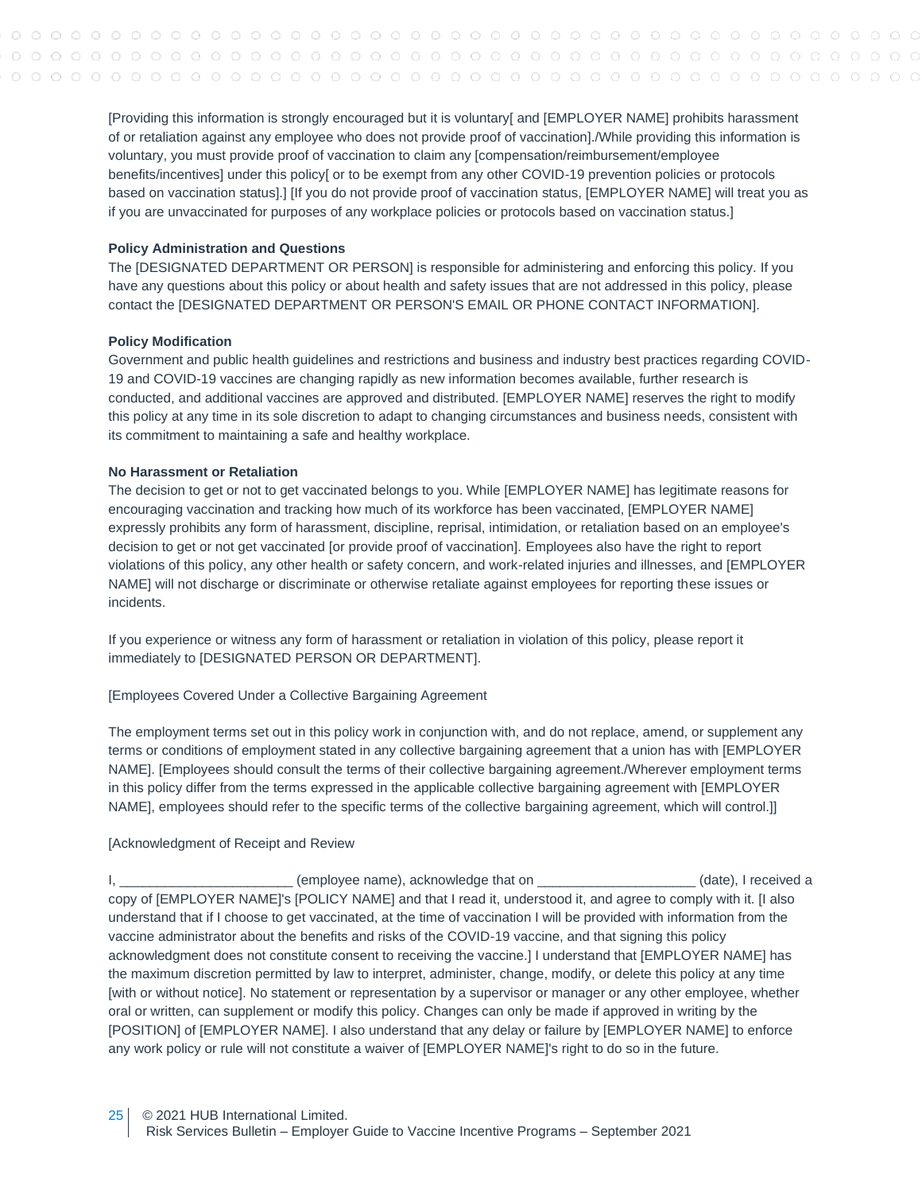[Providing this information is strongly encouraged but it is voluntary[ and [EMPLOYER NAME] prohibits harassment of or retaliation against any employee who does not provide proof of vaccination]./While providing this information is voluntary, you must provide proof of vaccination to claim any [compensation/reimbursement/employee benefits/incentives] under this policy[ or to be exempt from any other COVID-19 prevention policies or protocols based on vaccination status].] [If you do not provide proof of vaccination status, [EMPLOYER NAME] will treat you as if you are unvaccinated for purposes of any workplace policies or protocols based on vaccination status.]

**Policy Administration and Questions**

The [DESIGNATED DEPARTMENT OR PERSON] is responsible for administering and enforcing this policy. If you have any questions about this policy or about health and safety issues that are not addressed in this policy, please contact the [DESIGNATED DEPARTMENT OR PERSON'S EMAIL OR PHONE CONTACT INFORMATION].

**Policy Modification**

Government and public health guidelines and restrictions and business and industry best practices regarding COVID-19 and COVID-19 vaccines are changing rapidly as new information becomes available, further research is conducted, and additional vaccines are approved and distributed. [EMPLOYER NAME] reserves the right to modify this policy at any time in its sole discretion to adapt to changing circumstances and business needs, consistent with its commitment to maintaining a safe and healthy workplace.

**No Harassment or Retaliation**

The decision to get or not to get vaccinated belongs to you. While [EMPLOYER NAME] has legitimate reasons for encouraging vaccination and tracking how much of its workforce has been vaccinated, [EMPLOYER NAME] expressly prohibits any form of harassment, discipline, reprisal, intimidation, or retaliation based on an employee's decision to get or not get vaccinated [or provide proof of vaccination]. Employees also have the right to report violations of this policy, any other health or safety concern, and work-related injuries and illnesses, and [EMPLOYER NAME] will not discharge or discriminate or otherwise retaliate against employees for reporting these issues or incidents.

If you experience or witness any form of harassment or retaliation in violation of this policy, please report it immediately to [DESIGNATED PERSON OR DEPARTMENT].

[Employees Covered Under a Collective Bargaining Agreement

The employment terms set out in this policy work in conjunction with, and do not replace, amend, or supplement any terms or conditions of employment stated in any collective bargaining agreement that a union has with [EMPLOYER NAME]. [Employees should consult the terms of their collective bargaining agreement./Wherever employment terms in this policy differ from the terms expressed in the applicable collective bargaining agreement with [EMPLOYER NAME], employees should refer to the specific terms of the collective bargaining agreement, which will control.]]

[Acknowledgment of Receipt and Review

I, ______________________ (employee name), acknowledge that on ____________________ (date), I received a copy of [EMPLOYER NAME]'s [POLICY NAME] and that I read it, understood it, and agree to comply with it. [I also understand that if I choose to get vaccinated, at the time of vaccination I will be provided with information from the vaccine administrator about the benefits and risks of the COVID-19 vaccine, and that signing this policy acknowledgment does not constitute consent to receiving the vaccine.] I understand that [EMPLOYER NAME] has the maximum discretion permitted by law to interpret, administer, change, modify, or delete this policy at any time [with or without notice]. No statement or representation by a supervisor or manager or any other employee, whether oral or written, can supplement or modify this policy. Changes can only be made if approved in writing by the [POSITION] of [EMPLOYER NAME]. I also understand that any delay or failure by [EMPLOYER NAME] to enforce any work policy or rule will not constitute a waiver of [EMPLOYER NAME]'s right to do so in the future.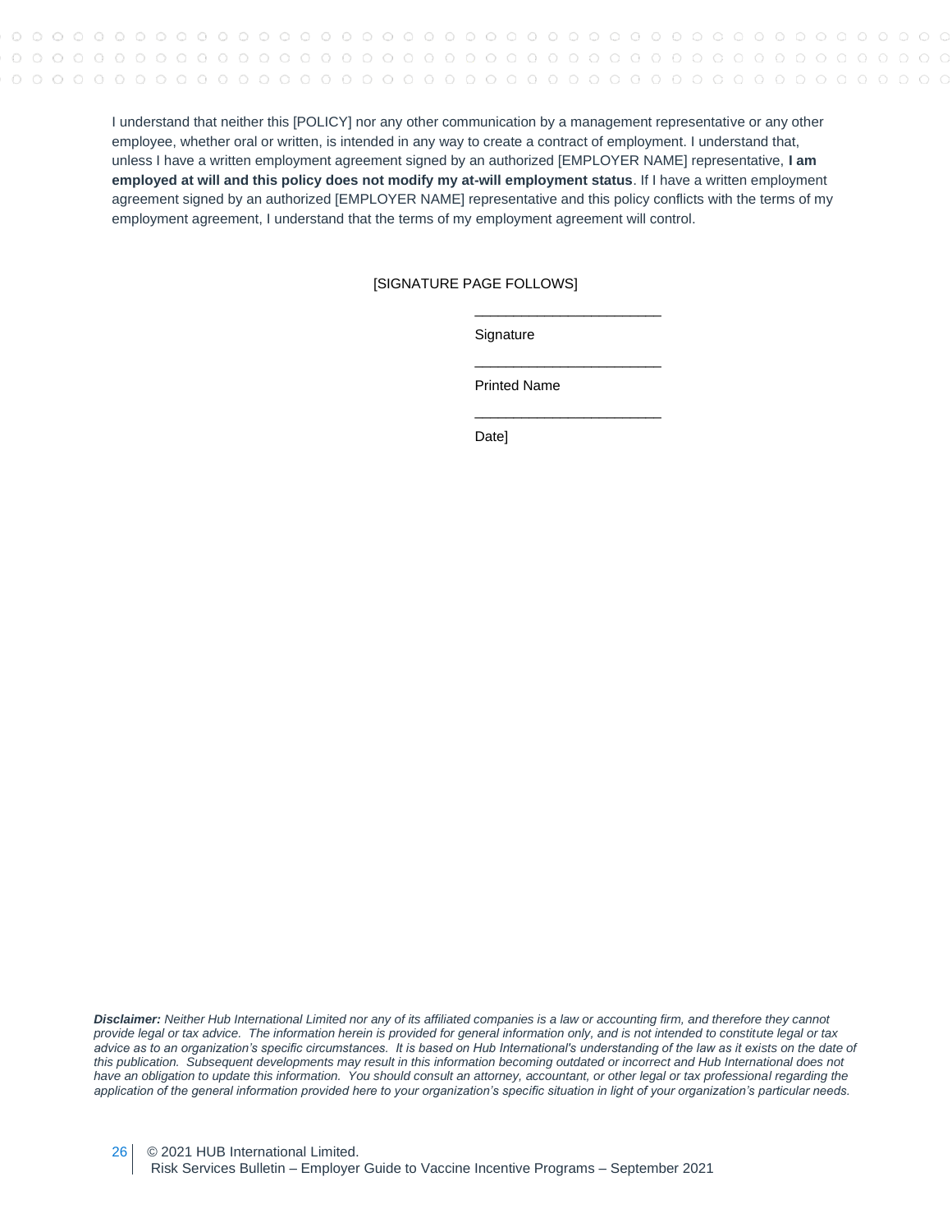I understand that neither this [POLICY] nor any other communication by a management representative or any other employee, whether oral or written, is intended in any way to create a contract of employment. I understand that, unless I have a written employment agreement signed by an authorized [EMPLOYER NAME] representative, **I am employed at will and this policy does not modify my at-will employment status**. If I have a written employment agreement signed by an authorized [EMPLOYER NAME] representative and this policy conflicts with the terms of my employment agreement, I understand that the terms of my employment agreement will control.

[SIGNATURE PAGE FOLLOWS]

________________________

Signature

________________________

Printed Name

________________________

Date]

***Disclaimer:*** *Neither Hub International Limited nor any of its affiliated companies is a law or accounting firm, and therefore they cannot provide legal or tax advice. The information herein is provided for general information only, and is not intended to constitute legal or tax advice as to an organization's specific circumstances. It is based on Hub International's understanding of the law as it exists on the date of this publication. Subsequent developments may result in this information becoming outdated or incorrect and Hub International does not have an obligation to update this information. You should consult an attorney, accountant, or other legal or tax professional regarding the application of the general information provided here to your organization's specific situation in light of your organization's particular needs.*

© 2021 HUB International Limited.
Risk Services Bulletin – Employer Guide to Vaccine Incentive Programs – September 2021